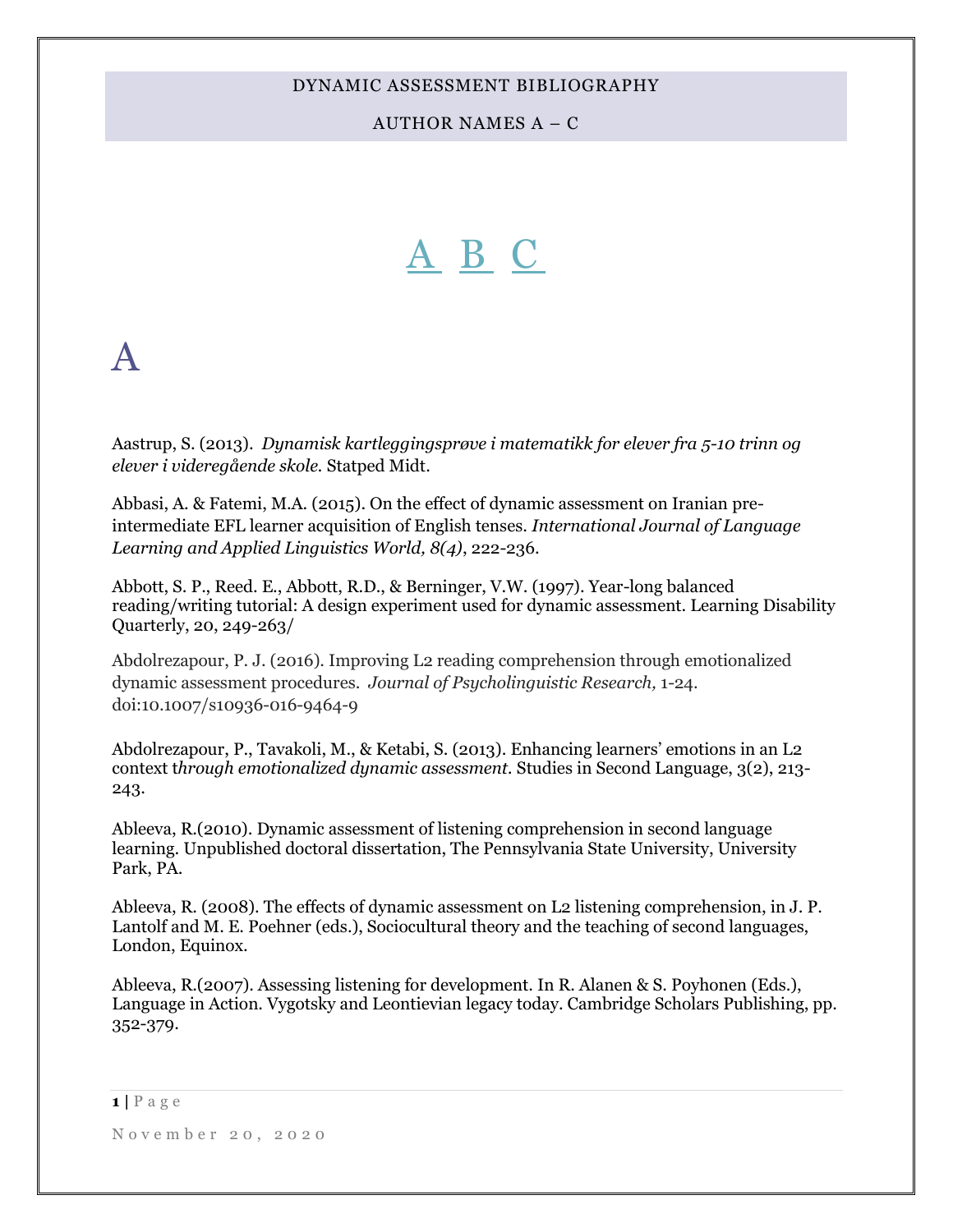# DYNAMIC ASSESSMENT BIBLIOGRAPHY

## AUTHOR NAMES A – C

A B C

# A

Aastrup, S. (2013). *Dynamisk kartleggingsprøve i matematikk for elever fra 5-10 trinn og elever i videregående skole*. Statped Midt.

Abbasi, A. & Fatemi, M.A. (2015). On the effect of dynamic assessment on Iranian pre-intermediate EFL learner acquisition of English tenses. *International Journal of Language Learning and Applied Linguistics World, 8(4)*, 222-236.

Abbott, S. P., Reed. E., Abbott, R.D., & Berninger, V.W. (1997). Year-long balanced reading/writing tutorial: A design experiment used for dynamic assessment. Learning Disability Quarterly, 20, 249-263/

Abdolrezapour, P. J. (2016). Improving L2 reading comprehension through emotionalized dynamic assessment procedures. *Journal of Psycholinguistic Research,* 1-24. doi:10.1007/s10936-016-9464-9

Abdolrezapour, P., Tavakoli, M., & Ketabi, S. (2013). Enhancing learners' emotions in an L2 context t*hrough emotionalized dynamic assessment*. Studies in Second Language, 3(2), 213-243.

Ableeva, R.(2010). Dynamic assessment of listening comprehension in second language learning. Unpublished doctoral dissertation, The Pennsylvania State University, University Park, PA.

Ableeva, R. (2008). The effects of dynamic assessment on L2 listening comprehension, in J. P. Lantolf and M. E. Poehner (eds.), Sociocultural theory and the teaching of second languages, London, Equinox.

Ableeva, R.(2007). Assessing listening for development. In R. Alanen & S. Poyhonen (Eds.), Language in Action. Vygotsky and Leontievian legacy today. Cambridge Scholars Publishing, pp. 352-379.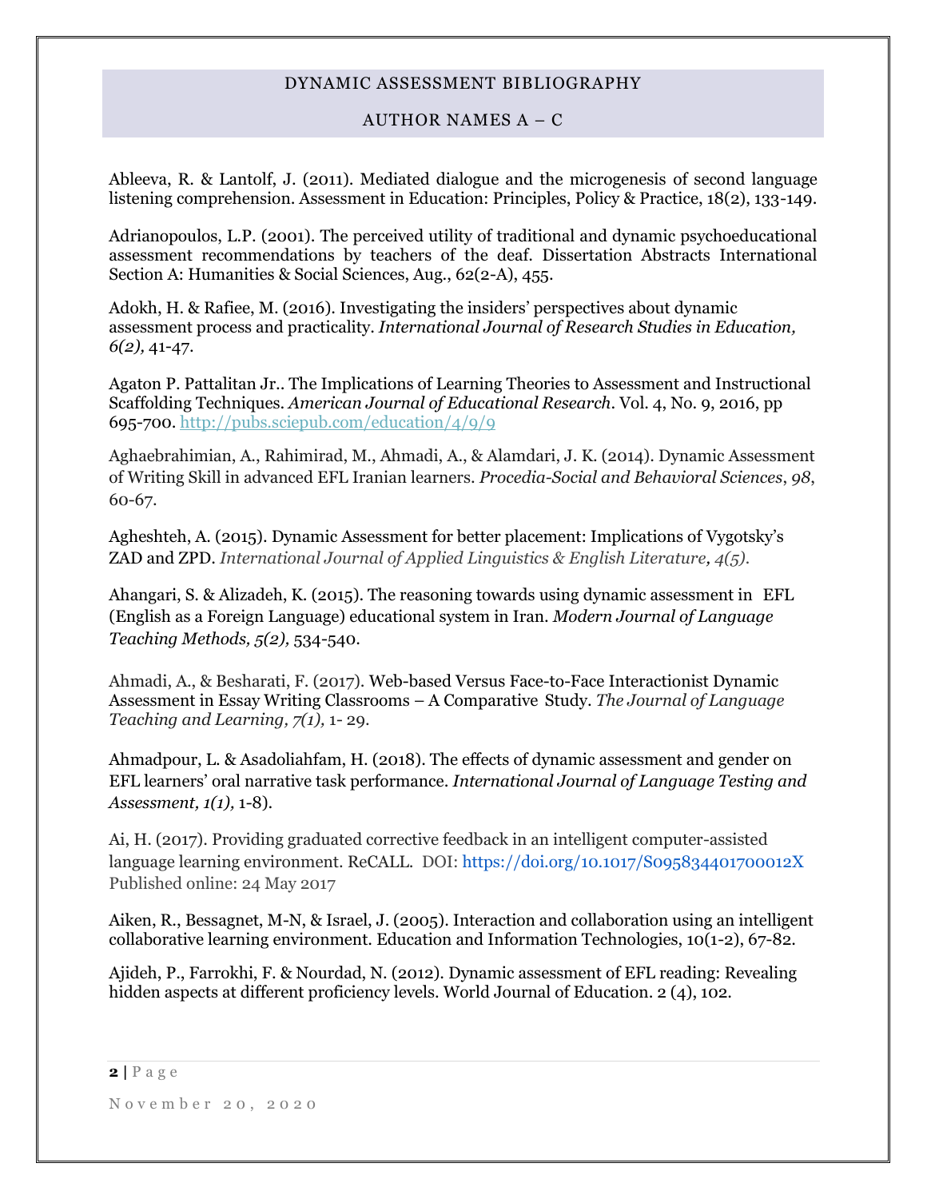DYNAMIC ASSESSMENT BIBLIOGRAPHY

AUTHOR NAMES A – C

Ableeva, R. & Lantolf, J. (2011). Mediated dialogue and the microgenesis of second language listening comprehension. Assessment in Education: Principles, Policy & Practice, 18(2), 133-149.

Adrianopoulos, L.P. (2001). The perceived utility of traditional and dynamic psychoeducational assessment recommendations by teachers of the deaf. Dissertation Abstracts International Section A: Humanities & Social Sciences, Aug., 62(2-A), 455.

Adokh, H. & Rafiee, M. (2016). Investigating the insiders' perspectives about dynamic assessment process and practicality. *International Journal of Research Studies in Education, 6(2),* 41-47.

Agaton P. Pattalitan Jr.. The Implications of Learning Theories to Assessment and Instructional Scaffolding Techniques. *American Journal of Educational Research*. Vol. 4, No. 9, 2016, pp 695-700. http://pubs.sciepub.com/education/4/9/9

Aghaebrahimian, A., Rahimirad, M., Ahmadi, A., & Alamdari, J. K. (2014). Dynamic Assessment of Writing Skill in advanced EFL Iranian learners. *Procedia-Social and Behavioral Sciences*, *98*, 60-67.

Agheshteh, A. (2015). Dynamic Assessment for better placement: Implications of Vygotsky's ZAD and ZPD. *International Journal of Applied Linguistics & English Literature, 4(5).*

Ahangari, S. & Alizadeh, K. (2015). The reasoning towards using dynamic assessment in EFL (English as a Foreign Language) educational system in Iran. *Modern Journal of Language Teaching Methods, 5(2),* 534-540.

Ahmadi, A., & Besharati, F. (2017). Web-based Versus Face-to-Face Interactionist Dynamic Assessment in Essay Writing Classrooms – A Comparative Study. *The Journal of Language Teaching and Learning, 7(1),* 1- 29.

Ahmadpour, L. & Asadoliahfam, H. (2018). The effects of dynamic assessment and gender on EFL learners' oral narrative task performance. *International Journal of Language Testing and Assessment, 1(1),* 1-8).

Ai, H. (2017). Providing graduated corrective feedback in an intelligent computer-assisted language learning environment. ReCALL. DOI: https://doi.org/10.1017/S095834401700012X Published online: 24 May 2017

Aiken, R., Bessagnet, M-N, & Israel, J. (2005). Interaction and collaboration using an intelligent collaborative learning environment. Education and Information Technologies, 10(1-2), 67-82.

Ajideh, P., Farrokhi, F. & Nourdad, N. (2012). Dynamic assessment of EFL reading: Revealing hidden aspects at different proficiency levels. World Journal of Education. 2 (4), 102.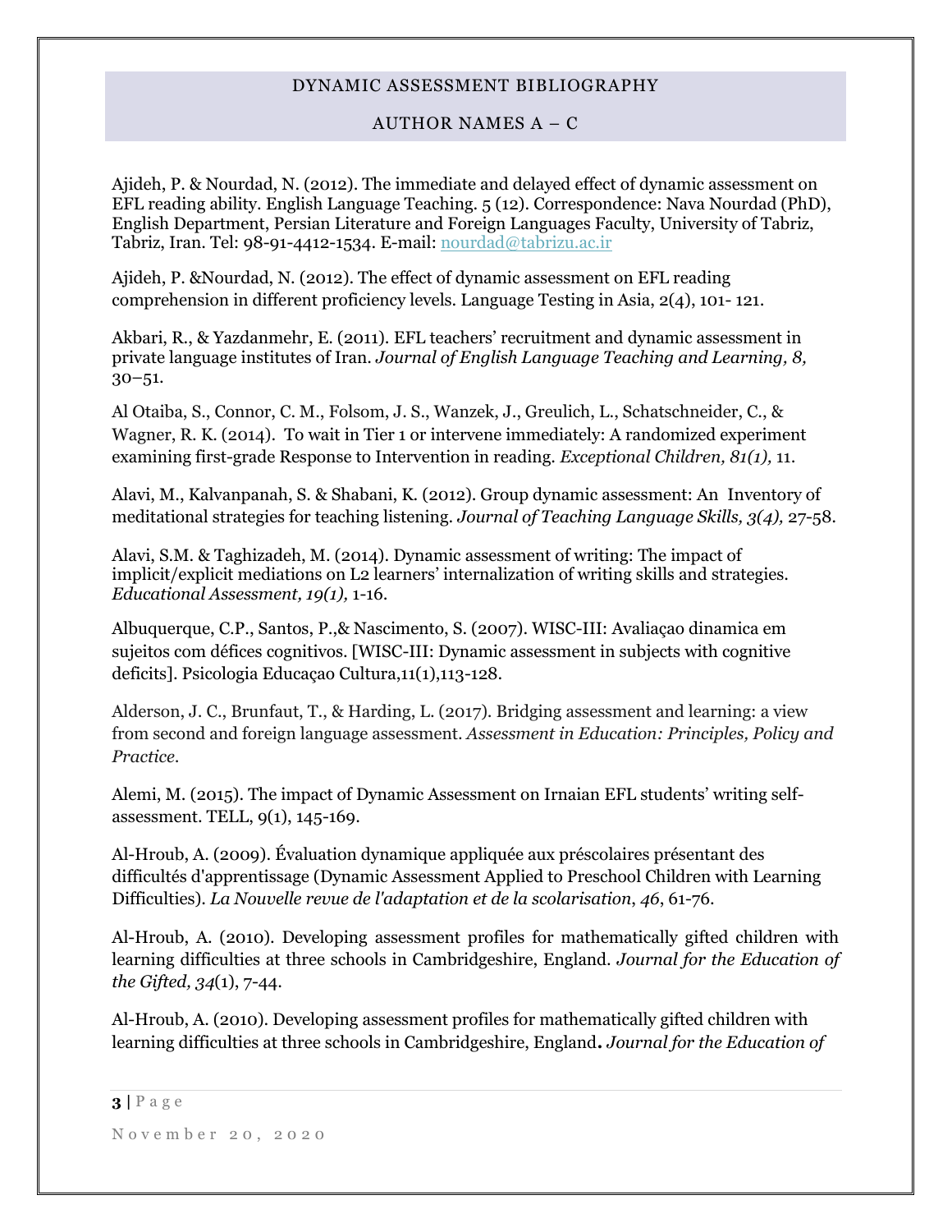Ajideh, P. & Nourdad, N. (2012). The immediate and delayed effect of dynamic assessment on EFL reading ability. English Language Teaching. 5 (12). Correspondence: Nava Nourdad (PhD), English Department, Persian Literature and Foreign Languages Faculty, University of Tabriz, Tabriz, Iran. Tel: 98-91-4412-1534. E-mail: nourdad@tabrizu.ac.ir

Ajideh, P. &Nourdad, N. (2012). The effect of dynamic assessment on EFL reading comprehension in different proficiency levels. Language Testing in Asia, 2(4), 101- 121.

Akbari, R., & Yazdanmehr, E. (2011). EFL teachers' recruitment and dynamic assessment in private language institutes of Iran. *Journal of English Language Teaching and Learning, 8,* 30–51.

Al Otaiba, S., Connor, C. M., Folsom, J. S., Wanzek, J., Greulich, L., Schatschneider, C., & Wagner, R. K. (2014). To wait in Tier 1 or intervene immediately: A randomized experiment examining first-grade Response to Intervention in reading. *Exceptional Children, 81(1),* 11.

Alavi, M., Kalvanpanah, S. & Shabani, K. (2012). Group dynamic assessment: An Inventory of meditational strategies for teaching listening. *Journal of Teaching Language Skills, 3(4),* 27-58.

Alavi, S.M. & Taghizadeh, M. (2014). Dynamic assessment of writing: The impact of implicit/explicit mediations on L2 learners' internalization of writing skills and strategies. *Educational Assessment, 19(1),* 1-16.

Albuquerque, C.P., Santos, P.,& Nascimento, S. (2007). WISC-III: Avaliaçao dinamica em sujeitos com défices cognitivos. [WISC-III: Dynamic assessment in subjects with cognitive deficits]. Psicologia Educaçao Cultura,11(1),113-128.

Alderson, J. C., Brunfaut, T., & Harding, L. (2017). Bridging assessment and learning: a view from second and foreign language assessment. *Assessment in Education: Principles, Policy and Practice.*

Alemi, M. (2015). The impact of Dynamic Assessment on Irnaian EFL students' writing self-assessment. TELL, 9(1), 145-169.

Al-Hroub, A. (2009). Évaluation dynamique appliquée aux préscolaires présentant des difficultés d'apprentissage (Dynamic Assessment Applied to Preschool Children with Learning Difficulties). *La Nouvelle revue de l'adaptation et de la scolarisation*, *46*, 61-76.

Al-Hroub, A. (2010). Developing assessment profiles for mathematically gifted children with learning difficulties at three schools in Cambridgeshire, England. *Journal for the Education of the Gifted, 34*(1), 7-44.

Al-Hroub, A. (2010). Developing assessment profiles for mathematically gifted children with learning difficulties at three schools in Cambridgeshire, England**.** *Journal for the Education of*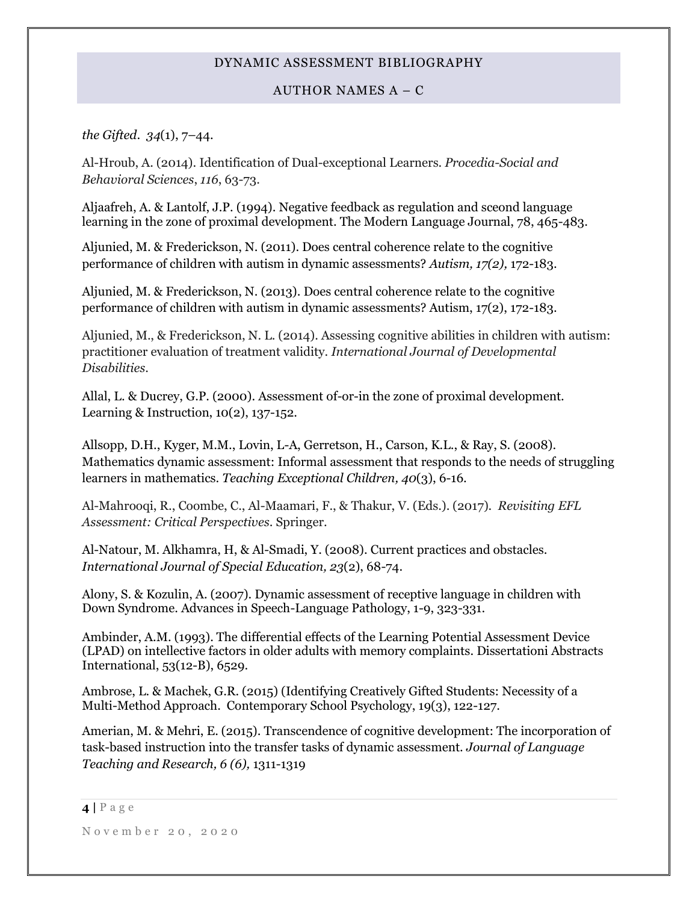*the Gifted*. *34*(1), 7–44.

Al-Hroub, A. (2014). Identification of Dual-exceptional Learners. *Procedia-Social and Behavioral Sciences*, *116*, 63-73.

Aljaafreh, A. & Lantolf, J.P. (1994). Negative feedback as regulation and sceond language learning in the zone of proximal development. The Modern Language Journal, 78, 465-483.

Aljunied, M. & Frederickson, N. (2011). Does central coherence relate to the cognitive performance of children with autism in dynamic assessments? *Autism, 17(2),* 172-183.

Aljunied, M. & Frederickson, N. (2013). Does central coherence relate to the cognitive performance of children with autism in dynamic assessments? Autism, 17(2), 172-183.

Aljunied, M., & Frederickson, N. L. (2014). Assessing cognitive abilities in children with autism: practitioner evaluation of treatment validity. *International Journal of Developmental Disabilities*.

Allal, L. & Ducrey, G.P. (2000). Assessment of-or-in the zone of proximal development. Learning & Instruction, 10(2), 137-152.

Allsopp, D.H., Kyger, M.M., Lovin, L-A, Gerretson, H., Carson, K.L., & Ray, S. (2008). Mathematics dynamic assessment: Informal assessment that responds to the needs of struggling learners in mathematics. *Teaching Exceptional Children, 40*(3), 6-16.

Al-Mahrooqi, R., Coombe, C., Al-Maamari, F., & Thakur, V. (Eds.). (2017). *Revisiting EFL Assessment: Critical Perspectives*. Springer.

Al-Natour, M. Alkhamra, H, & Al-Smadi, Y. (2008). Current practices and obstacles. *International Journal of Special Education, 23*(2), 68-74.

Alony, S. & Kozulin, A. (2007). Dynamic assessment of receptive language in children with Down Syndrome. Advances in Speech-Language Pathology, 1-9, 323-331.

Ambinder, A.M. (1993). The differential effects of the Learning Potential Assessment Device (LPAD) on intellective factors in older adults with memory complaints. Dissertationi Abstracts International, 53(12-B), 6529.

Ambrose, L. & Machek, G.R. (2015) (Identifying Creatively Gifted Students: Necessity of a Multi-Method Approach. Contemporary School Psychology, 19(3), 122-127.

Amerian, M. & Mehri, E. (2015). Transcendence of cognitive development: The incorporation of task-based instruction into the transfer tasks of dynamic assessment. *Journal of Language Teaching and Research, 6 (6),* 1311-1319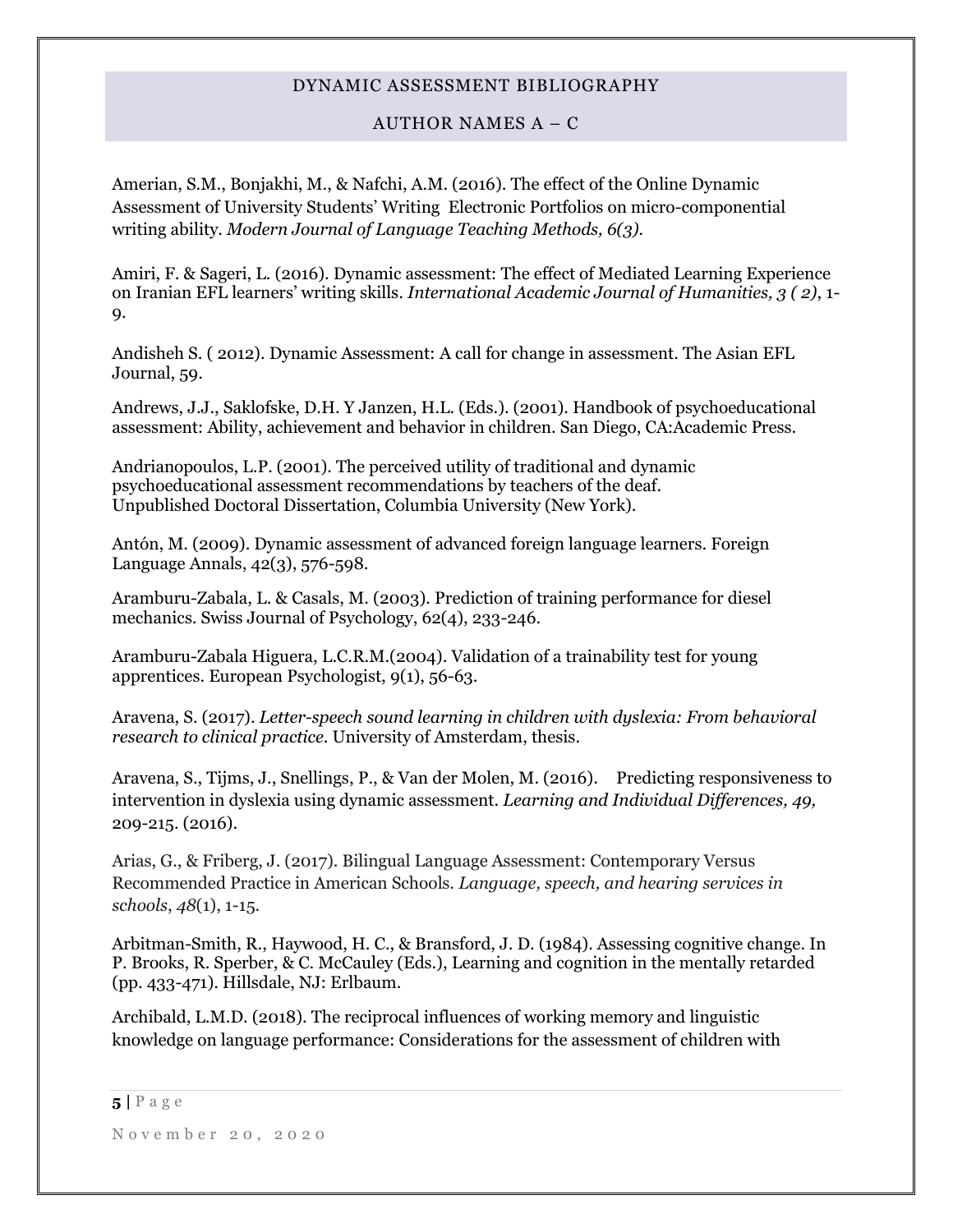DYNAMIC ASSESSMENT BIBLIOGRAPHY

AUTHOR NAMES A – C

Amerian, S.M., Bonjakhi, M., & Nafchi, A.M. (2016). The effect of the Online Dynamic Assessment of University Students' Writing Electronic Portfolios on micro-componential writing ability. *Modern Journal of Language Teaching Methods, 6(3).*

Amiri, F. & Sageri, L. (2016). Dynamic assessment: The effect of Mediated Learning Experience on Iranian EFL learners' writing skills. *International Academic Journal of Humanities, 3 ( 2)*, 1-9.

Andisheh S. ( 2012). Dynamic Assessment: A call for change in assessment. The Asian EFL Journal, 59.

Andrews, J.J., Saklofske, D.H. Y Janzen, H.L. (Eds.). (2001). Handbook of psychoeducational assessment: Ability, achievement and behavior in children. San Diego, CA:Academic Press.

Andrianopoulos, L.P. (2001). The perceived utility of traditional and dynamic psychoeducational assessment recommendations by teachers of the deaf. Unpublished Doctoral Dissertation, Columbia University (New York).

Antón, M. (2009). Dynamic assessment of advanced foreign language learners. Foreign Language Annals, 42(3), 576-598.

Aramburu-Zabala, L. & Casals, M. (2003). Prediction of training performance for diesel mechanics. Swiss Journal of Psychology, 62(4), 233-246.

Aramburu-Zabala Higuera, L.C.R.M.(2004). Validation of a trainability test for young apprentices. European Psychologist, 9(1), 56-63.

Aravena, S. (2017). *Letter-speech sound learning in children with dyslexia: From behavioral research to clinical practice*. University of Amsterdam, thesis.

Aravena, S., Tijms, J., Snellings, P., & Van der Molen, M. (2016). Predicting responsiveness to intervention in dyslexia using dynamic assessment. *Learning and Individual Differences, 49,* 209-215. (2016).

Arias, G., & Friberg, J. (2017). Bilingual Language Assessment: Contemporary Versus Recommended Practice in American Schools. *Language, speech, and hearing services in schools*, *48*(1), 1-15.

Arbitman-Smith, R., Haywood, H. C., & Bransford, J. D. (1984). Assessing cognitive change. In P. Brooks, R. Sperber, & C. McCauley (Eds.), Learning and cognition in the mentally retarded (pp. 433-471). Hillsdale, NJ: Erlbaum.

Archibald, L.M.D. (2018). The reciprocal influences of working memory and linguistic knowledge on language performance: Considerations for the assessment of children with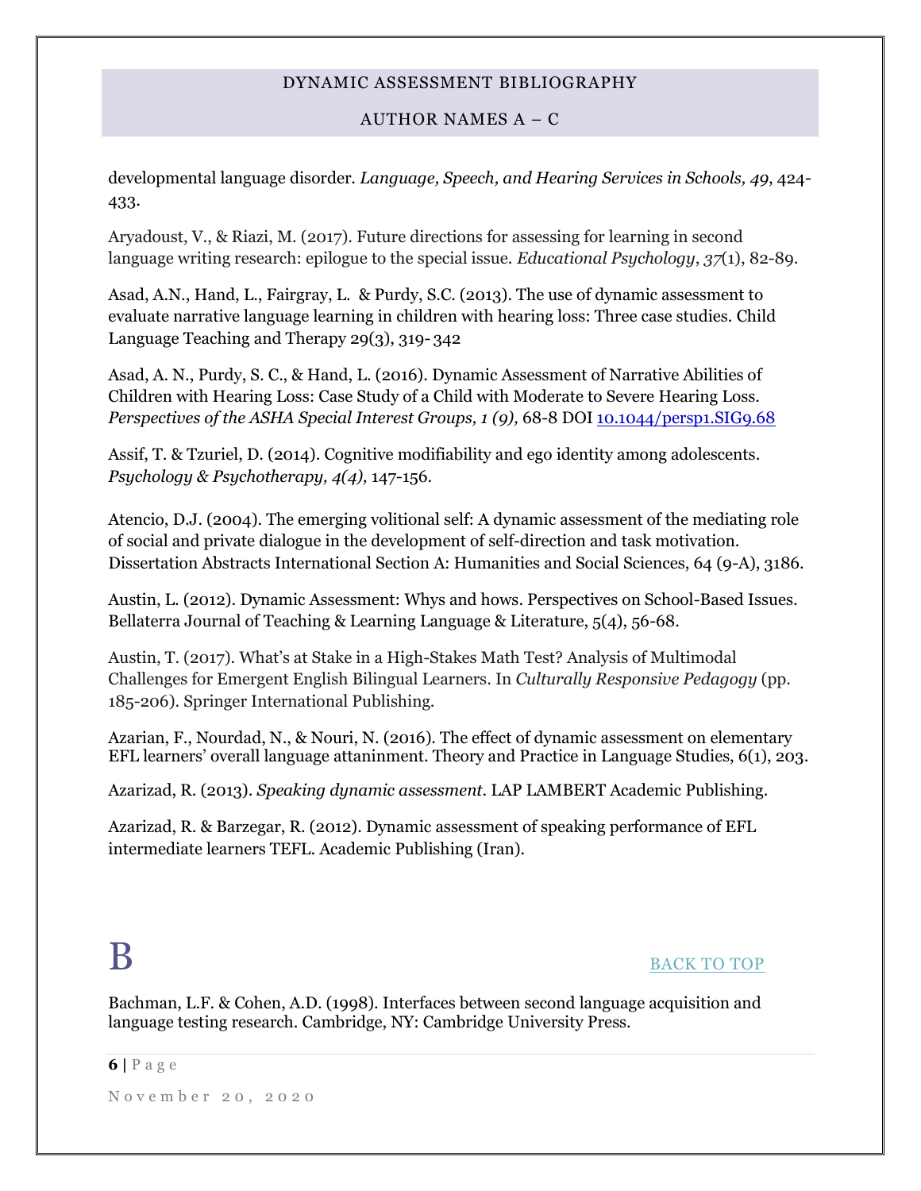developmental language disorder. *Language, Speech, and Hearing Services in Schools, 49*, 424-433.

Aryadoust, V., & Riazi, M. (2017). Future directions for assessing for learning in second language writing research: epilogue to the special issue. *Educational Psychology*, *37*(1), 82-89.

Asad, A.N., Hand, L., Fairgray, L. & Purdy, S.C. (2013). The use of dynamic assessment to evaluate narrative language learning in children with hearing loss: Three case studies. Child Language Teaching and Therapy 29(3), 319- 342

Asad, A. N., Purdy, S. C., & Hand, L. (2016). Dynamic Assessment of Narrative Abilities of Children with Hearing Loss: Case Study of a Child with Moderate to Severe Hearing Loss. *Perspectives of the ASHA Special Interest Groups, 1 (9),* 68-8 DOI [10.1044/persp1.SIG9.68](10.1044/persp1.SIG9.68)

Assif, T. & Tzuriel, D. (2014). Cognitive modifiability and ego identity among adolescents. *Psychology & Psychotherapy, 4(4),* 147-156.

Atencio, D.J. (2004). The emerging volitional self: A dynamic assessment of the mediating role of social and private dialogue in the development of self-direction and task motivation. Dissertation Abstracts International Section A: Humanities and Social Sciences, 64 (9-A), 3186.

Austin, L. (2012). Dynamic Assessment: Whys and hows. Perspectives on School-Based Issues. Bellaterra Journal of Teaching & Learning Language & Literature, 5(4), 56-68.

Austin, T. (2017). What's at Stake in a High-Stakes Math Test? Analysis of Multimodal Challenges for Emergent English Bilingual Learners. In *Culturally Responsive Pedagogy* (pp. 185-206). Springer International Publishing.

Azarian, F., Nourdad, N., & Nouri, N. (2016). The effect of dynamic assessment on elementary EFL learners' overall language attaninment. Theory and Practice in Language Studies, 6(1), 203.

Azarizad, R. (2013). *Speaking dynamic assessment*. LAP LAMBERT Academic Publishing.

Azarizad, R. & Barzegar, R. (2012). Dynamic assessment of speaking performance of EFL intermediate learners TEFL. Academic Publishing (Iran).

# B

BACK TO TOP

Bachman, L.F. & Cohen, A.D. (1998). Interfaces between second language acquisition and language testing research. Cambridge, NY: Cambridge University Press.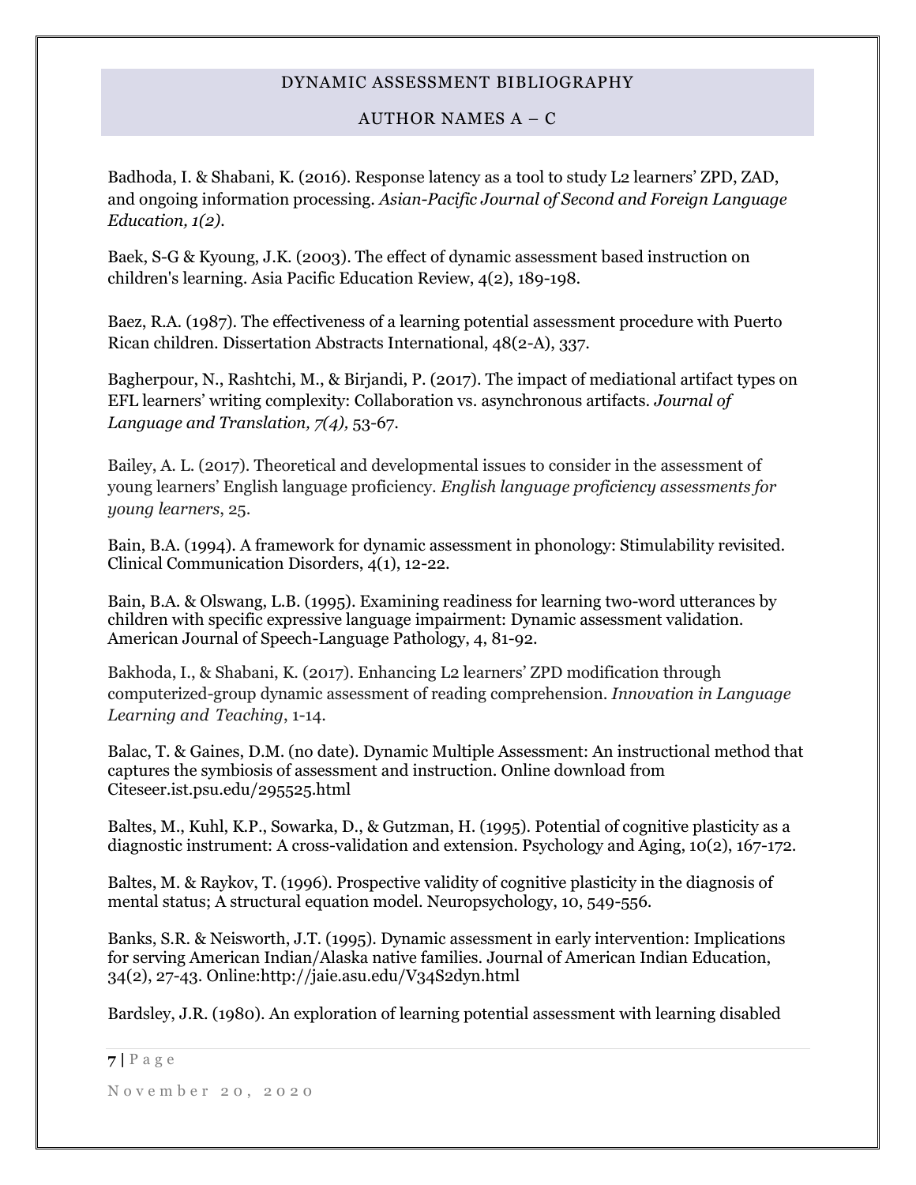Badhoda, I. & Shabani, K. (2016). Response latency as a tool to study L2 learners' ZPD, ZAD, and ongoing information processing. *Asian-Pacific Journal of Second and Foreign Language Education, 1(2).*

Baek, S-G & Kyoung, J.K. (2003). The effect of dynamic assessment based instruction on children's learning. Asia Pacific Education Review, 4(2), 189-198.

Baez, R.A. (1987). The effectiveness of a learning potential assessment procedure with Puerto Rican children. Dissertation Abstracts International, 48(2-A), 337.

Bagherpour, N., Rashtchi, M., & Birjandi, P. (2017). The impact of mediational artifact types on EFL learners' writing complexity: Collaboration vs. asynchronous artifacts. *Journal of Language and Translation, 7(4),* 53-67.

Bailey, A. L. (2017). Theoretical and developmental issues to consider in the assessment of young learners' English language proficiency. *English language proficiency assessments for young learners*, 25.

Bain, B.A. (1994). A framework for dynamic assessment in phonology: Stimulability revisited. Clinical Communication Disorders, 4(1), 12-22.

Bain, B.A. & Olswang, L.B. (1995). Examining readiness for learning two-word utterances by children with specific expressive language impairment: Dynamic assessment validation. American Journal of Speech-Language Pathology, 4, 81-92.

Bakhoda, I., & Shabani, K. (2017). Enhancing L2 learners' ZPD modification through computerized-group dynamic assessment of reading comprehension. *Innovation in Language Learning and Teaching*, 1-14.

Balac, T. & Gaines, D.M. (no date). Dynamic Multiple Assessment: An instructional method that captures the symbiosis of assessment and instruction. Online download from Citeseer.ist.psu.edu/295525.html

Baltes, M., Kuhl, K.P., Sowarka, D., & Gutzman, H. (1995). Potential of cognitive plasticity as a diagnostic instrument: A cross-validation and extension. Psychology and Aging, 10(2), 167-172.

Baltes, M. & Raykov, T. (1996). Prospective validity of cognitive plasticity in the diagnosis of mental status; A structural equation model. Neuropsychology, 10, 549-556.

Banks, S.R. & Neisworth, J.T. (1995). Dynamic assessment in early intervention: Implications for serving American Indian/Alaska native families. Journal of American Indian Education, 34(2), 27-43. Online:http://jaie.asu.edu/V34S2dyn.html

Bardsley, J.R. (1980). An exploration of learning potential assessment with learning disabled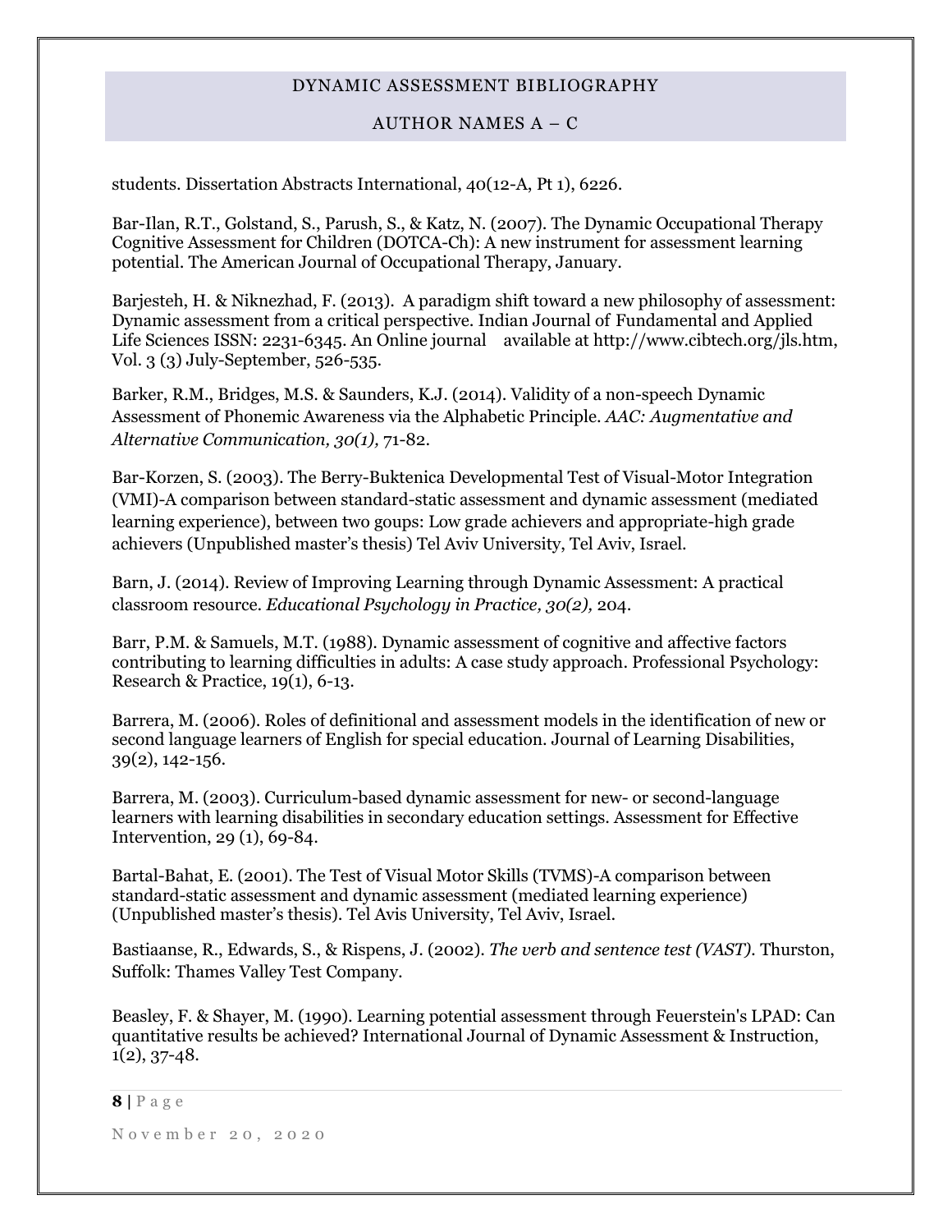students. Dissertation Abstracts International, 40(12-A, Pt 1), 6226.

Bar-Ilan, R.T., Golstand, S., Parush, S., & Katz, N. (2007). The Dynamic Occupational Therapy Cognitive Assessment for Children (DOTCA-Ch): A new instrument for assessment learning potential. The American Journal of Occupational Therapy, January.

Barjesteh, H. & Niknezhad, F. (2013). A paradigm shift toward a new philosophy of assessment: Dynamic assessment from a critical perspective. Indian Journal of Fundamental and Applied Life Sciences ISSN: 2231-6345. An Online journal available at http://www.cibtech.org/jls.htm, Vol. 3 (3) July-September, 526-535.

Barker, R.M., Bridges, M.S. & Saunders, K.J. (2014). Validity of a non-speech Dynamic Assessment of Phonemic Awareness via the Alphabetic Principle. *AAC: Augmentative and Alternative Communication, 30(1),* 71-82.

Bar-Korzen, S. (2003). The Berry-Buktenica Developmental Test of Visual-Motor Integration (VMI)-A comparison between standard-static assessment and dynamic assessment (mediated learning experience), between two goups: Low grade achievers and appropriate-high grade achievers (Unpublished master's thesis) Tel Aviv University, Tel Aviv, Israel.

Barn, J. (2014). Review of Improving Learning through Dynamic Assessment: A practical classroom resource. *Educational Psychology in Practice, 30(2),* 204.

Barr, P.M. & Samuels, M.T. (1988). Dynamic assessment of cognitive and affective factors contributing to learning difficulties in adults: A case study approach. Professional Psychology: Research & Practice, 19(1), 6-13.

Barrera, M. (2006). Roles of definitional and assessment models in the identification of new or second language learners of English for special education. Journal of Learning Disabilities, 39(2), 142-156.

Barrera, M. (2003). Curriculum-based dynamic assessment for new- or second-language learners with learning disabilities in secondary education settings. Assessment for Effective Intervention, 29 (1), 69-84.

Bartal-Bahat, E. (2001). The Test of Visual Motor Skills (TVMS)-A comparison between standard-static assessment and dynamic assessment (mediated learning experience) (Unpublished master's thesis). Tel Avis University, Tel Aviv, Israel.

Bastiaanse, R., Edwards, S., & Rispens, J. (2002). *The verb and sentence test (VAST).* Thurston, Suffolk: Thames Valley Test Company.

Beasley, F. & Shayer, M. (1990). Learning potential assessment through Feuerstein's LPAD: Can quantitative results be achieved? International Journal of Dynamic Assessment & Instruction, 1(2), 37-48.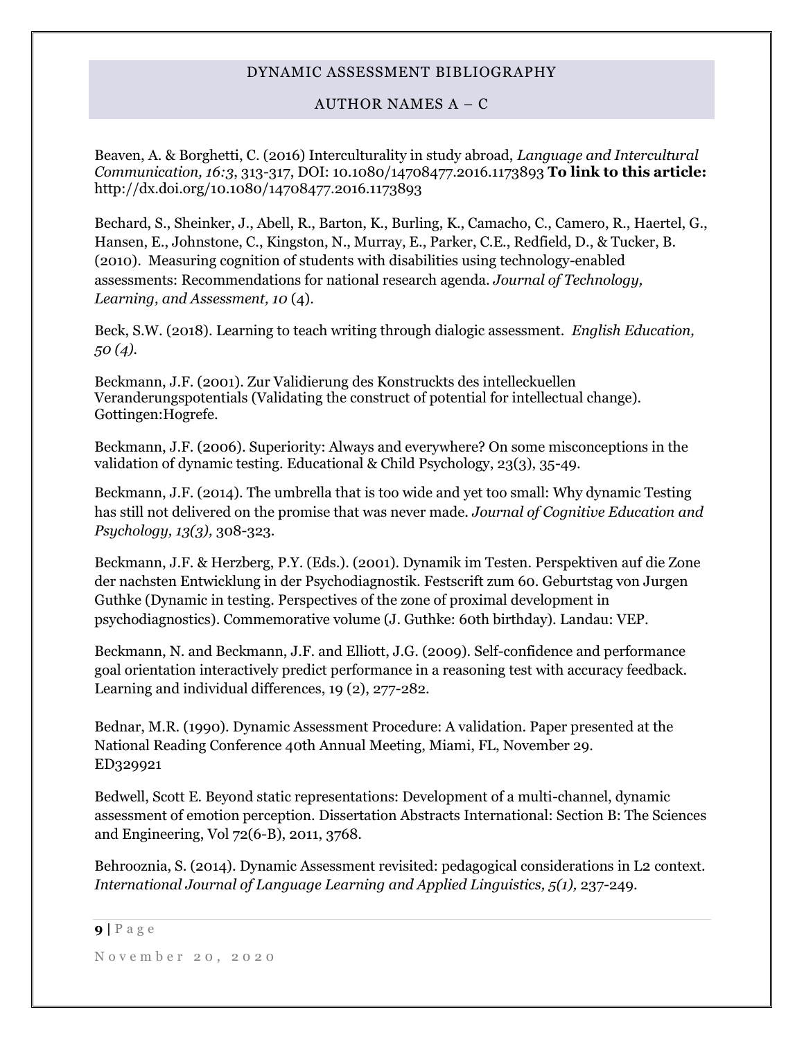Beaven, A. & Borghetti, C. (2016) Interculturality in study abroad, *Language and Intercultural Communication, 16:3*, 313-317, DOI: 10.1080/14708477.2016.1173893 **To link to this article:** http://dx.doi.org/10.1080/14708477.2016.1173893

Bechard, S., Sheinker, J., Abell, R., Barton, K., Burling, K., Camacho, C., Camero, R., Haertel, G., Hansen, E., Johnstone, C., Kingston, N., Murray, E., Parker, C.E., Redfield, D., & Tucker, B. (2010). Measuring cognition of students with disabilities using technology-enabled assessments: Recommendations for national research agenda. *Journal of Technology, Learning, and Assessment, 10* (4).

Beck, S.W. (2018). Learning to teach writing through dialogic assessment. *English Education, 50 (4).*

Beckmann, J.F. (2001). Zur Validierung des Konstruckts des intelleckuellen Veranderungspotentials (Validating the construct of potential for intellectual change). Gottingen:Hogrefe.

Beckmann, J.F. (2006). Superiority: Always and everywhere? On some misconceptions in the validation of dynamic testing. Educational & Child Psychology, 23(3), 35-49.

Beckmann, J.F. (2014). The umbrella that is too wide and yet too small: Why dynamic Testing has still not delivered on the promise that was never made. *Journal of Cognitive Education and Psychology, 13(3),* 308-323.

Beckmann, J.F. & Herzberg, P.Y. (Eds.). (2001). Dynamik im Testen. Perspektiven auf die Zone der nachsten Entwicklung in der Psychodiagnostik. Festscrift zum 60. Geburtstag von Jurgen Guthke (Dynamic in testing. Perspectives of the zone of proximal development in psychodiagnostics). Commemorative volume (J. Guthke: 60th birthday). Landau: VEP.

Beckmann, N. and Beckmann, J.F. and Elliott, J.G. (2009). Self-confidence and performance goal orientation interactively predict performance in a reasoning test with accuracy feedback. Learning and individual differences, 19 (2), 277-282.

Bednar, M.R. (1990). Dynamic Assessment Procedure: A validation. Paper presented at the National Reading Conference 40th Annual Meeting, Miami, FL, November 29. ED329921

Bedwell, Scott E. Beyond static representations: Development of a multi-channel, dynamic assessment of emotion perception. Dissertation Abstracts International: Section B: The Sciences and Engineering, Vol 72(6-B), 2011, 3768.

Behrooznia, S. (2014). Dynamic Assessment revisited: pedagogical considerations in L2 context. *International Journal of Language Learning and Applied Linguistics, 5(1),* 237-249.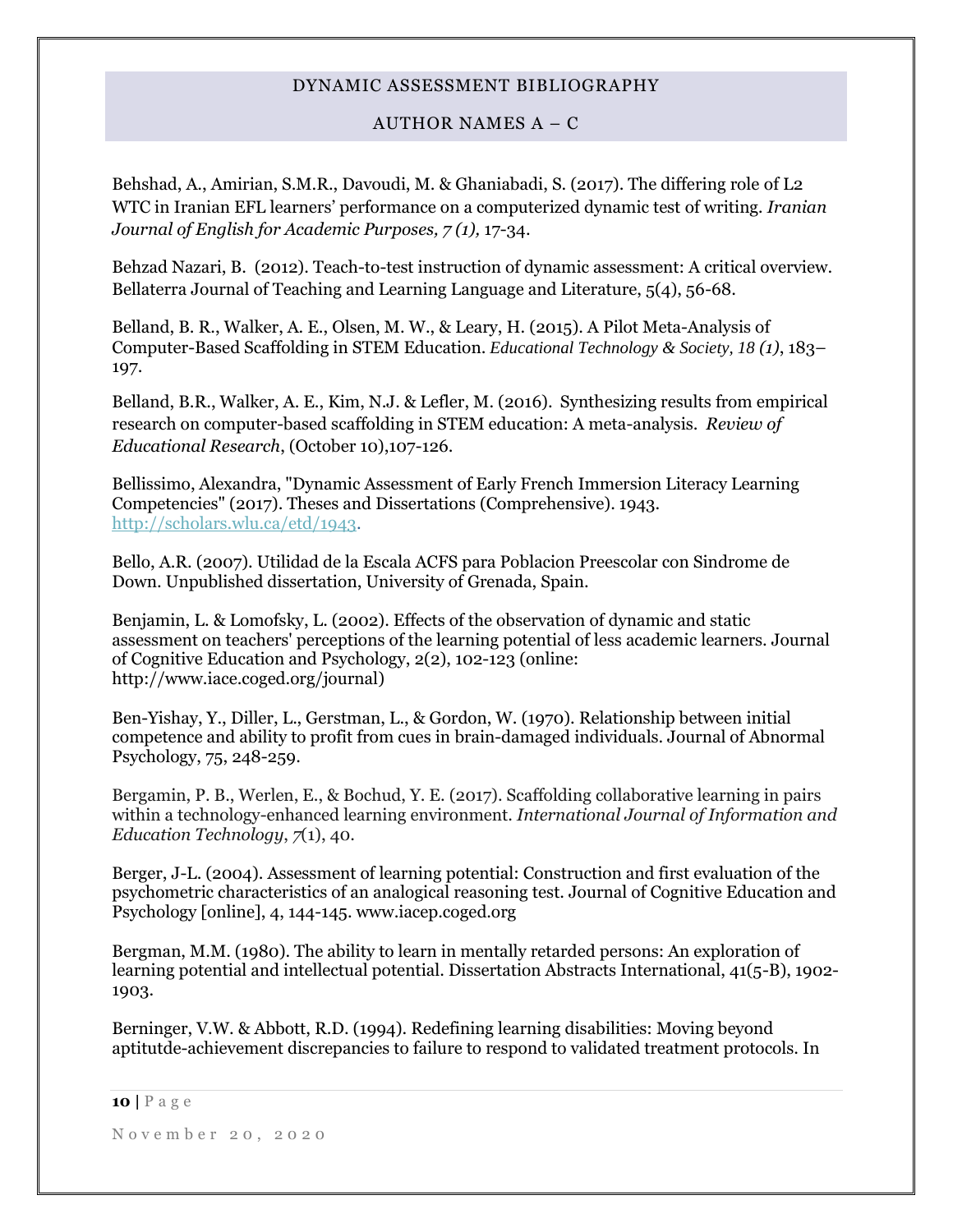Behshad, A., Amirian, S.M.R., Davoudi, M. & Ghaniabadi, S. (2017). The differing role of L2 WTC in Iranian EFL learners' performance on a computerized dynamic test of writing. *Iranian Journal of English for Academic Purposes, 7 (1),* 17-34.

Behzad Nazari, B. (2012). Teach-to-test instruction of dynamic assessment: A critical overview. Bellaterra Journal of Teaching and Learning Language and Literature, 5(4), 56-68.

Belland, B. R., Walker, A. E., Olsen, M. W., & Leary, H. (2015). A Pilot Meta-Analysis of Computer-Based Scaffolding in STEM Education. *Educational Technology & Society, 18 (1)*, 183–197.

Belland, B.R., Walker, A. E., Kim, N.J. & Lefler, M. (2016). Synthesizing results from empirical research on computer-based scaffolding in STEM education: A meta-analysis. *Review of Educational Research*, (October 10),107-126.

Bellissimo, Alexandra, "Dynamic Assessment of Early French Immersion Literacy Learning Competencies" (2017). Theses and Dissertations (Comprehensive). 1943. http://scholars.wlu.ca/etd/1943.

Bello, A.R. (2007). Utilidad de la Escala ACFS para Poblacion Preescolar con Sindrome de Down. Unpublished dissertation, University of Grenada, Spain.

Benjamin, L. & Lomofsky, L. (2002). Effects of the observation of dynamic and static assessment on teachers' perceptions of the learning potential of less academic learners. Journal of Cognitive Education and Psychology, 2(2), 102-123 (online: http://www.iace.coged.org/journal)

Ben-Yishay, Y., Diller, L., Gerstman, L., & Gordon, W. (1970). Relationship between initial competence and ability to profit from cues in brain-damaged individuals. Journal of Abnormal Psychology, 75, 248-259.

Bergamin, P. B., Werlen, E., & Bochud, Y. E. (2017). Scaffolding collaborative learning in pairs within a technology-enhanced learning environment. *International Journal of Information and Education Technology*, *7*(1), 40.

Berger, J-L. (2004). Assessment of learning potential: Construction and first evaluation of the psychometric characteristics of an analogical reasoning test. Journal of Cognitive Education and Psychology [online], 4, 144-145. www.iacep.coged.org

Bergman, M.M. (1980). The ability to learn in mentally retarded persons: An exploration of learning potential and intellectual potential. Dissertation Abstracts International, 41(5-B), 1902-1903.

Berninger, V.W. & Abbott, R.D. (1994). Redefining learning disabilities: Moving beyond aptitutde-achievement discrepancies to failure to respond to validated treatment protocols. In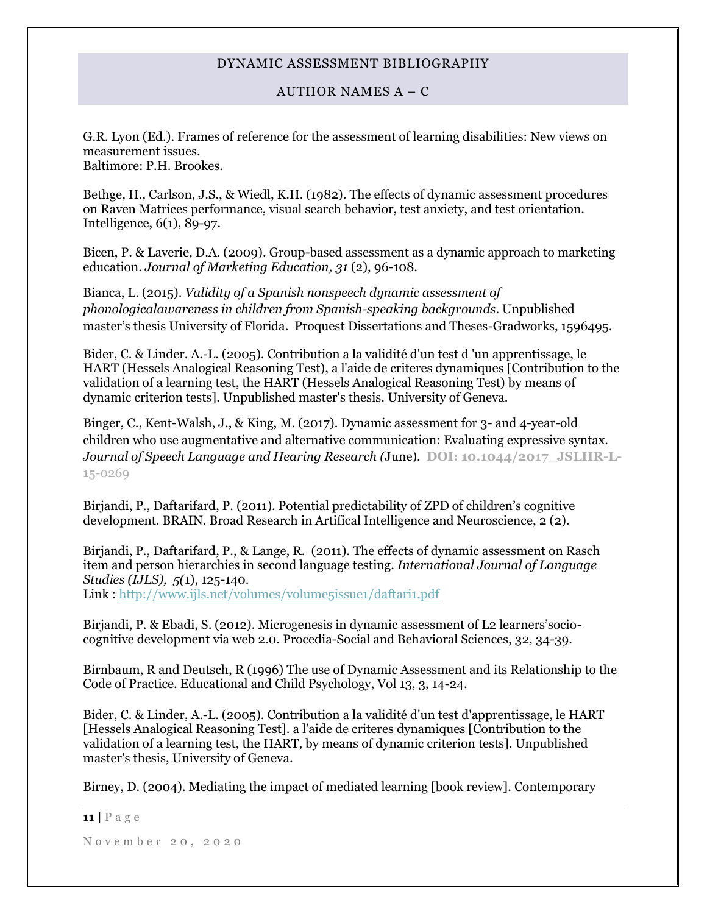G.R. Lyon (Ed.). Frames of reference for the assessment of learning disabilities: New views on measurement issues.
Baltimore: P.H. Brookes.

Bethge, H., Carlson, J.S., & Wiedl, K.H. (1982). The effects of dynamic assessment procedures on Raven Matrices performance, visual search behavior, test anxiety, and test orientation. Intelligence, 6(1), 89-97.

Bicen, P. & Laverie, D.A. (2009). Group-based assessment as a dynamic approach to marketing education. *Journal of Marketing Education, 31* (2), 96-108.

Bianca, L. (2015). *Validity of a Spanish nonspeech dynamic assessment of phonologicalawareness in children from Spanish-speaking backgrounds*. Unpublished master's thesis University of Florida. Proquest Dissertations and Theses-Gradworks, 1596495.

Bider, C. & Linder. A.-L. (2005). Contribution a la validité d'un test d 'un apprentissage, le HART (Hessels Analogical Reasoning Test), a l'aide de criteres dynamiques [Contribution to the validation of a learning test, the HART (Hessels Analogical Reasoning Test) by means of dynamic criterion tests]. Unpublished master's thesis. University of Geneva.

Binger, C., Kent-Walsh, J., & King, M. (2017). Dynamic assessment for 3- and 4-year-old children who use augmentative and alternative communication: Evaluating expressive syntax. *Journal of Speech Language and Hearing Research (*June). **DOI: 10.1044/2017_JSLHR-L-**15-0269

Birjandi, P., Daftarifard, P. (2011). Potential predictability of ZPD of children's cognitive development. BRAIN. Broad Research in Artifical Intelligence and Neuroscience, 2 (2).

Birjandi, P., Daftarifard, P., & Lange, R. (2011). The effects of dynamic assessment on Rasch item and person hierarchies in second language testing. *International Journal of Language Studies (IJLS), 5*(1), 125-140.
Link : http://www.ijls.net/volumes/volume5issue1/daftari1.pdf

Birjandi, P. & Ebadi, S. (2012). Microgenesis in dynamic assessment of L2 learners'socio-cognitive development via web 2.0. Procedia-Social and Behavioral Sciences, 32, 34-39.

Birnbaum, R and Deutsch, R (1996) The use of Dynamic Assessment and its Relationship to the Code of Practice. Educational and Child Psychology, Vol 13, 3, 14-24.

Bider, C. & Linder, A.-L. (2005). Contribution a la validité d'un test d'apprentissage, le HART [Hessels Analogical Reasoning Test]. a l'aide de criteres dynamiques [Contribution to the validation of a learning test, the HART, by means of dynamic criterion tests]. Unpublished master's thesis, University of Geneva.

Birney, D. (2004). Mediating the impact of mediated learning [book review]. Contemporary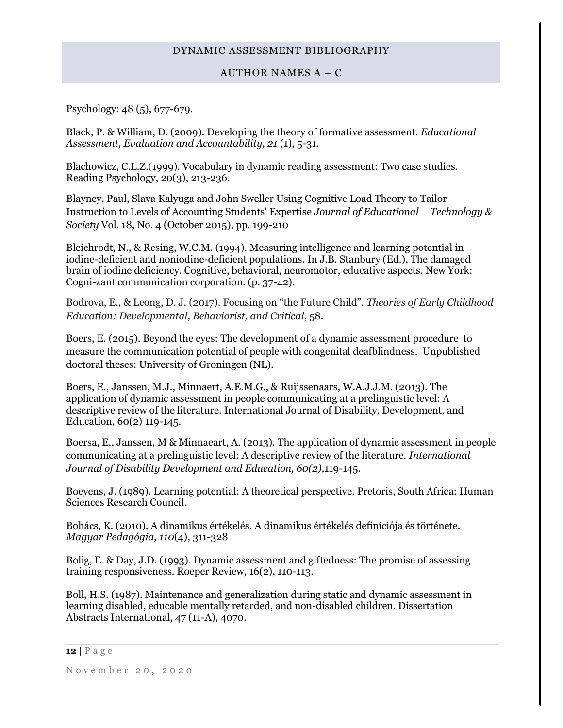Psychology: 48 (5), 677-679.

Black, P. & William, D. (2009). Developing the theory of formative assessment. *Educational Assessment, Evaluation and Accountability, 21* (1), 5-31.

Blachowicz, C.L.Z.(1999). Vocabulary in dynamic reading assessment: Two case studies. Reading Psychology, 20(3), 213-236.

Blayney, Paul, Slava Kalyuga and John Sweller Using Cognitive Load Theory to Tailor Instruction to Levels of Accounting Students' Expertise *Journal of Educational Technology & Society* Vol. 18, No. 4 (October 2015), pp. 199-210

Bleichrodt, N., & Resing, W.C.M. (1994). Measuring intelligence and learning potential in iodine-deficient and noniodine-deficient populations. In J.B. Stanbury (Ed.), The damaged brain of iodine deficiency. Cognitive, behavioral, neuromotor, educative aspects. New York: Cogni-zant communication corporation. (p. 37-42).

Bodrova, E., & Leong, D. J. (2017). Focusing on "the Future Child". *Theories of Early Childhood Education: Developmental, Behaviorist, and Critical*, 58.

Boers, E. (2015). Beyond the eyes: The development of a dynamic assessment procedure to measure the communication potential of people with congenital deafblindness. Unpublished doctoral theses: University of Groningen (NL).

Boers, E., Janssen, M.J., Minnaert, A.E.M.G., & Ruijssenaars, W.A.J.J.M. (2013). The application of dynamic assessment in people communicating at a prelinguistic level: A descriptive review of the literature. International Journal of Disability, Development, and Education, 60(2) 119-145.

Boersa, E., Janssen, M & Minnaeart, A. (2013). The application of dynamic assessment in people communicating at a prelinguistic level: A descriptive review of the literature. *International Journal of Disability Development and Education, 60(2),*119-145.

Boeyens, J. (1989). Learning potential: A theoretical perspective. Pretoris, South Africa: Human Sciences Research Council.

Bohács, K. (2010). A dinamikus értékelés. A dinamikus értékelés definíciója és története. *Magyar Pedagógia, 110*(4), 311-328

Bolig, E. & Day, J.D. (1993). Dynamic assessment and giftedness: The promise of assessing training responsiveness. Roeper Review, 16(2), 110-113.

Boll, H.S. (1987). Maintenance and generalization during static and dynamic assessment in learning disabled, educable mentally retarded, and non-disabled children. Dissertation Abstracts International, 47 (11-A), 4070.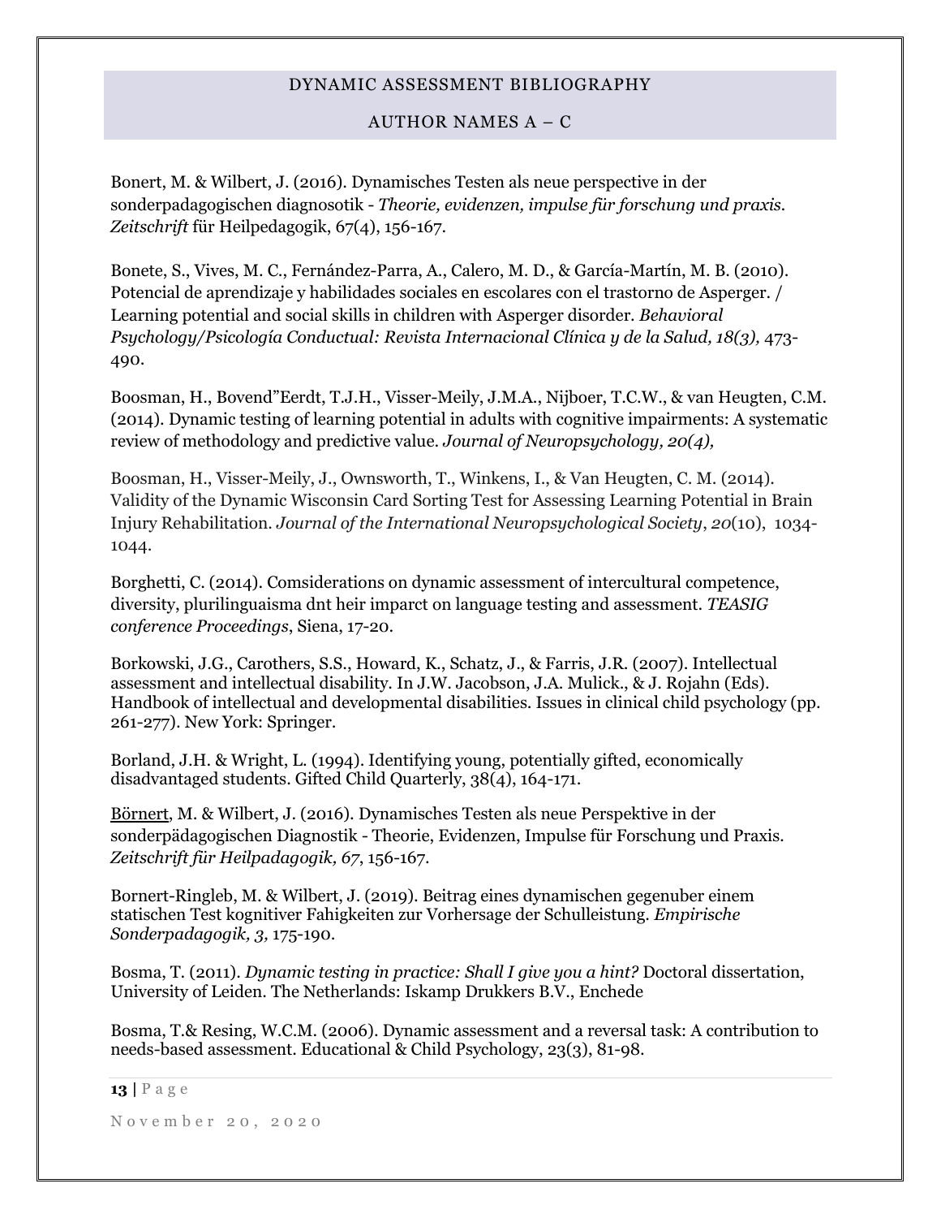Bonert, M. & Wilbert, J. (2016). Dynamisches Testen als neue perspective in der sonderpadagogischen diagnosotik - *Theorie, evidenzen, impulse für forschung und praxis. Zeitschrift* für Heilpedagogik, 67(4), 156-167.

Bonete, S., Vives, M. C., Fernández-Parra, A., Calero, M. D., & García-Martín, M. B. (2010). Potencial de aprendizaje y habilidades sociales en escolares con el trastorno de Asperger. / Learning potential and social skills in children with Asperger disorder. *Behavioral Psychology/Psicología Conductual: Revista Internacional Clínica y de la Salud, 18(3),* 473-490.

Boosman, H., Bovend"Eerdt, T.J.H., Visser-Meily, J.M.A., Nijboer, T.C.W., & van Heugten, C.M. (2014). Dynamic testing of learning potential in adults with cognitive impairments: A systematic review of methodology and predictive value. *Journal of Neuropsychology, 20(4),*

Boosman, H., Visser-Meily, J., Ownsworth, T., Winkens, I., & Van Heugten, C. M. (2014). Validity of the Dynamic Wisconsin Card Sorting Test for Assessing Learning Potential in Brain Injury Rehabilitation. *Journal of the International Neuropsychological Society*, *20*(10), 1034-1044.

Borghetti, C. (2014). Comsiderations on dynamic assessment of intercultural competence, diversity, plurilinguaisma dnt heir imparct on language testing and assessment. *TEASIG conference Proceedings*, Siena, 17-20.

Borkowski, J.G., Carothers, S.S., Howard, K., Schatz, J., & Farris, J.R. (2007). Intellectual assessment and intellectual disability. In J.W. Jacobson, J.A. Mulick., & J. Rojahn (Eds). Handbook of intellectual and developmental disabilities. Issues in clinical child psychology (pp. 261-277). New York: Springer.

Borland, J.H. & Wright, L. (1994). Identifying young, potentially gifted, economically disadvantaged students. Gifted Child Quarterly, 38(4), 164-171.

Börnert, M. & Wilbert, J. (2016). Dynamisches Testen als neue Perspektive in der sonderpädagogischen Diagnostik - Theorie, Evidenzen, Impulse für Forschung und Praxis. *Zeitschrift für Heilpadagogik, 67*, 156-167.

Bornert-Ringleb, M. & Wilbert, J. (2019). Beitrag eines dynamischen gegenuber einem statischen Test kognitiver Fahigkeiten zur Vorhersage der Schulleistung. *Empirische Sonderpadagogik, 3,* 175-190.

Bosma, T. (2011). *Dynamic testing in practice: Shall I give you a hint?* Doctoral dissertation, University of Leiden. The Netherlands: Iskamp Drukkers B.V., Enchede

Bosma, T.& Resing, W.C.M. (2006). Dynamic assessment and a reversal task: A contribution to needs-based assessment. Educational & Child Psychology, 23(3), 81-98.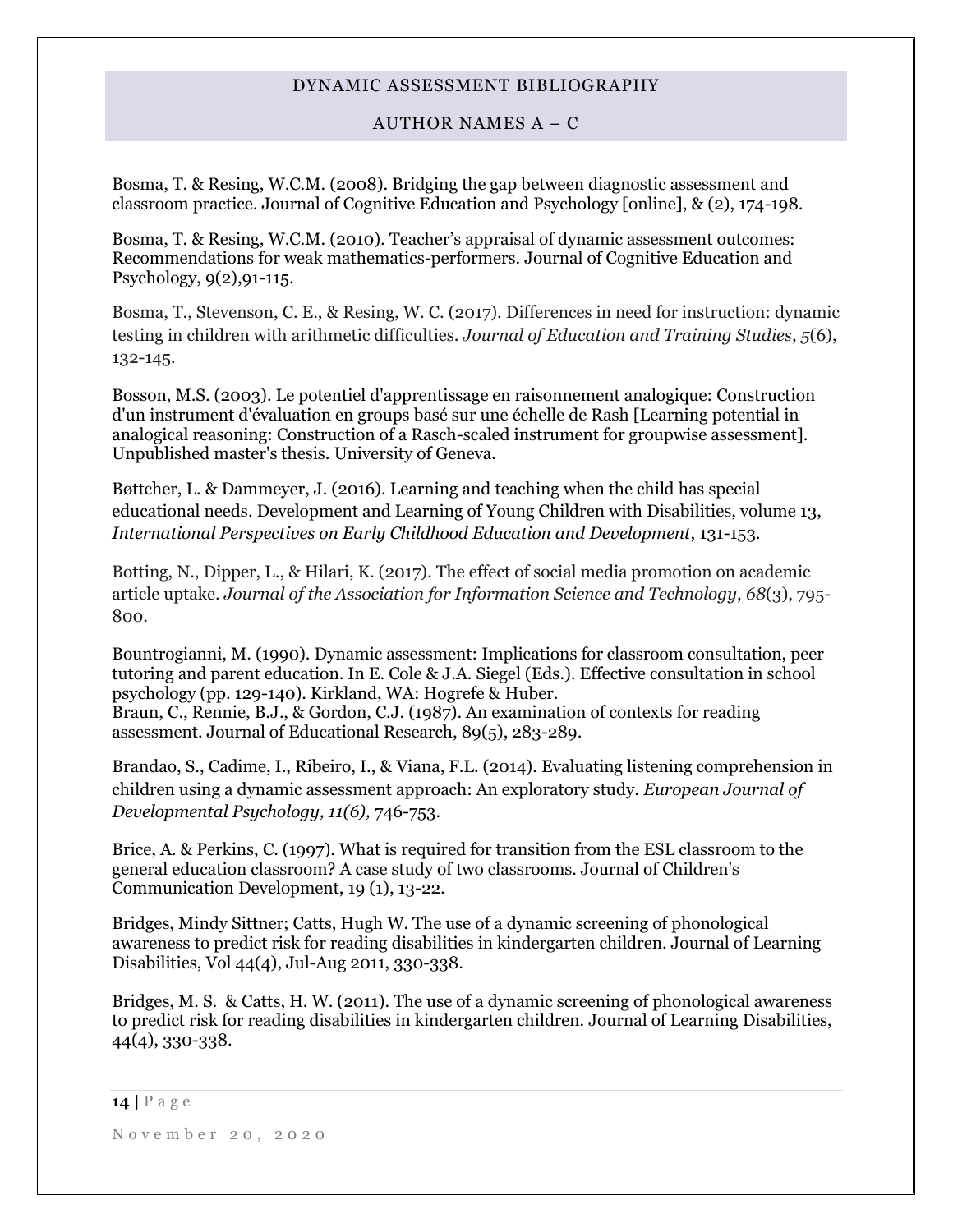Bosma, T. & Resing, W.C.M. (2008). Bridging the gap between diagnostic assessment and classroom practice. Journal of Cognitive Education and Psychology [online], & (2), 174-198.

Bosma, T. & Resing, W.C.M. (2010). Teacher's appraisal of dynamic assessment outcomes: Recommendations for weak mathematics-performers. Journal of Cognitive Education and Psychology, 9(2),91-115.

Bosma, T., Stevenson, C. E., & Resing, W. C. (2017). Differences in need for instruction: dynamic testing in children with arithmetic difficulties. *Journal of Education and Training Studies*, *5*(6), 132-145.

Bosson, M.S. (2003). Le potentiel d'apprentissage en raisonnement analogique: Construction d'un instrument d'évaluation en groups basé sur une échelle de Rash [Learning potential in analogical reasoning: Construction of a Rasch-scaled instrument for groupwise assessment]. Unpublished master's thesis. University of Geneva.

Bøttcher, L. & Dammeyer, J. (2016). Learning and teaching when the child has special educational needs. Development and Learning of Young Children with Disabilities, volume 13, *International Perspectives on Early Childhood Education and Development*, 131-153.

Botting, N., Dipper, L., & Hilari, K. (2017). The effect of social media promotion on academic article uptake. *Journal of the Association for Information Science and Technology*, *68*(3), 795-800.

Bountrogianni, M. (1990). Dynamic assessment: Implications for classroom consultation, peer tutoring and parent education. In E. Cole & J.A. Siegel (Eds.). Effective consultation in school psychology (pp. 129-140). Kirkland, WA: Hogrefe & Huber.
Braun, C., Rennie, B.J., & Gordon, C.J. (1987). An examination of contexts for reading assessment. Journal of Educational Research, 89(5), 283-289.

Brandao, S., Cadime, I., Ribeiro, I., & Viana, F.L. (2014). Evaluating listening comprehension in children using a dynamic assessment approach: An exploratory study. *European Journal of Developmental Psychology, 11(6),* 746-753.

Brice, A. & Perkins, C. (1997). What is required for transition from the ESL classroom to the general education classroom? A case study of two classrooms. Journal of Children's Communication Development, 19 (1), 13-22.

Bridges, Mindy Sittner; Catts, Hugh W. The use of a dynamic screening of phonological awareness to predict risk for reading disabilities in kindergarten children. Journal of Learning Disabilities, Vol 44(4), Jul-Aug 2011, 330-338.

Bridges, M. S. & Catts, H. W. (2011). The use of a dynamic screening of phonological awareness to predict risk for reading disabilities in kindergarten children. Journal of Learning Disabilities, 44(4), 330-338.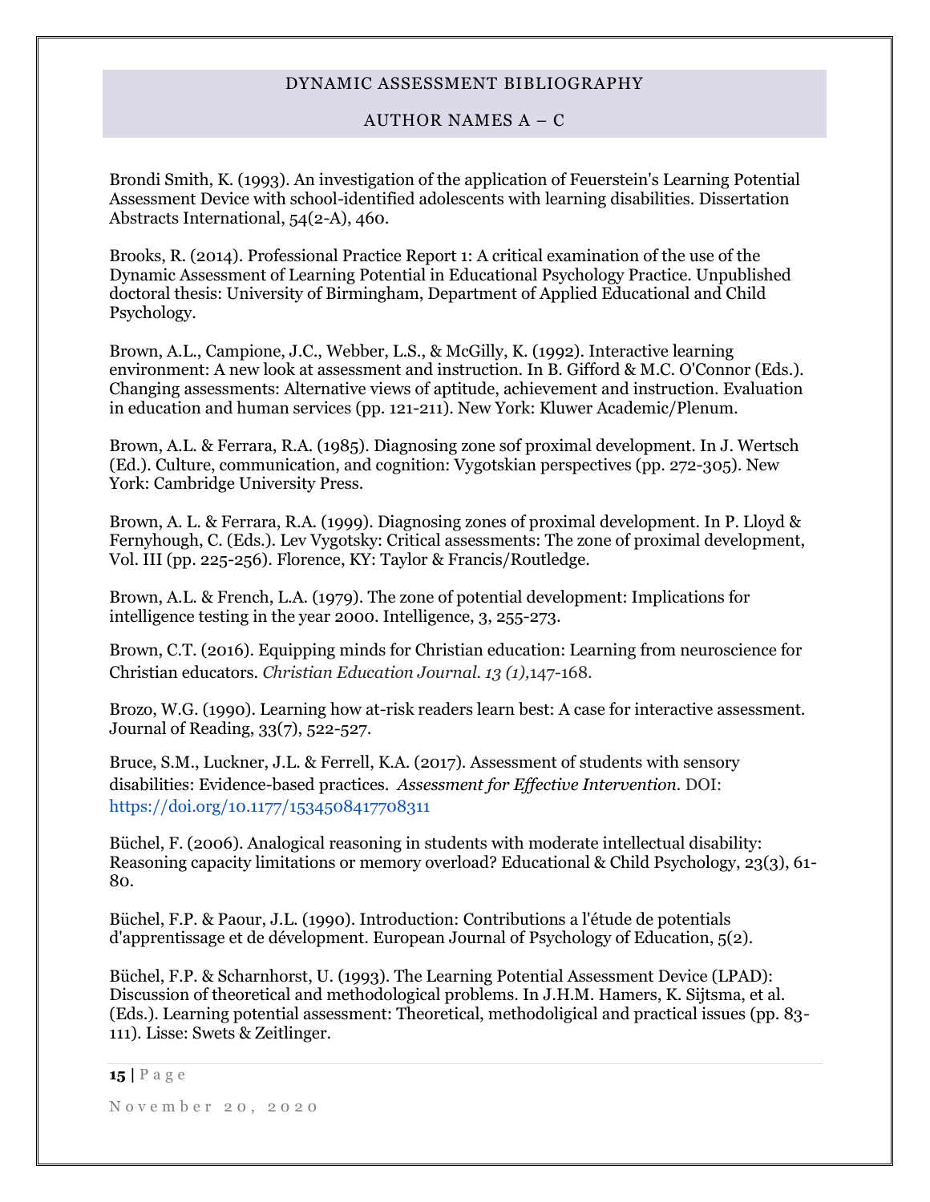Brondi Smith, K. (1993). An investigation of the application of Feuerstein's Learning Potential Assessment Device with school-identified adolescents with learning disabilities. Dissertation Abstracts International, 54(2-A), 460.

Brooks, R. (2014). Professional Practice Report 1: A critical examination of the use of the Dynamic Assessment of Learning Potential in Educational Psychology Practice. Unpublished doctoral thesis: University of Birmingham, Department of Applied Educational and Child Psychology.

Brown, A.L., Campione, J.C., Webber, L.S., & McGilly, K. (1992). Interactive learning environment: A new look at assessment and instruction. In B. Gifford & M.C. O'Connor (Eds.). Changing assessments: Alternative views of aptitude, achievement and instruction. Evaluation in education and human services (pp. 121-211). New York: Kluwer Academic/Plenum.

Brown, A.L. & Ferrara, R.A. (1985). Diagnosing zone sof proximal development. In J. Wertsch (Ed.). Culture, communication, and cognition: Vygotskian perspectives (pp. 272-305). New York: Cambridge University Press.

Brown, A. L. & Ferrara, R.A. (1999). Diagnosing zones of proximal development. In P. Lloyd & Fernyhough, C. (Eds.). Lev Vygotsky: Critical assessments: The zone of proximal development, Vol. III (pp. 225-256). Florence, KY: Taylor & Francis/Routledge.

Brown, A.L. & French, L.A. (1979). The zone of potential development: Implications for intelligence testing in the year 2000. Intelligence, 3, 255-273.

Brown, C.T. (2016). Equipping minds for Christian education: Learning from neuroscience for Christian educators. *Christian Education Journal. 13 (1),*147-168.

Brozo, W.G. (1990). Learning how at-risk readers learn best: A case for interactive assessment. Journal of Reading, 33(7), 522-527.

Bruce, S.M., Luckner, J.L. & Ferrell, K.A. (2017). Assessment of students with sensory disabilities: Evidence-based practices. *Assessment for Effective Intervention.* DOI: https://doi.org/10.1177/1534508417708311

Büchel, F. (2006). Analogical reasoning in students with moderate intellectual disability: Reasoning capacity limitations or memory overload? Educational & Child Psychology, 23(3), 61-80.

Büchel, F.P. & Paour, J.L. (1990). Introduction: Contributions a l'étude de potentials d'apprentissage et de dévelopment. European Journal of Psychology of Education, 5(2).

Büchel, F.P. & Scharnhorst, U. (1993). The Learning Potential Assessment Device (LPAD): Discussion of theoretical and methodological problems. In J.H.M. Hamers, K. Sijtsma, et al. (Eds.). Learning potential assessment: Theoretical, methodoligical and practical issues (pp. 83-111). Lisse: Swets & Zeitlinger.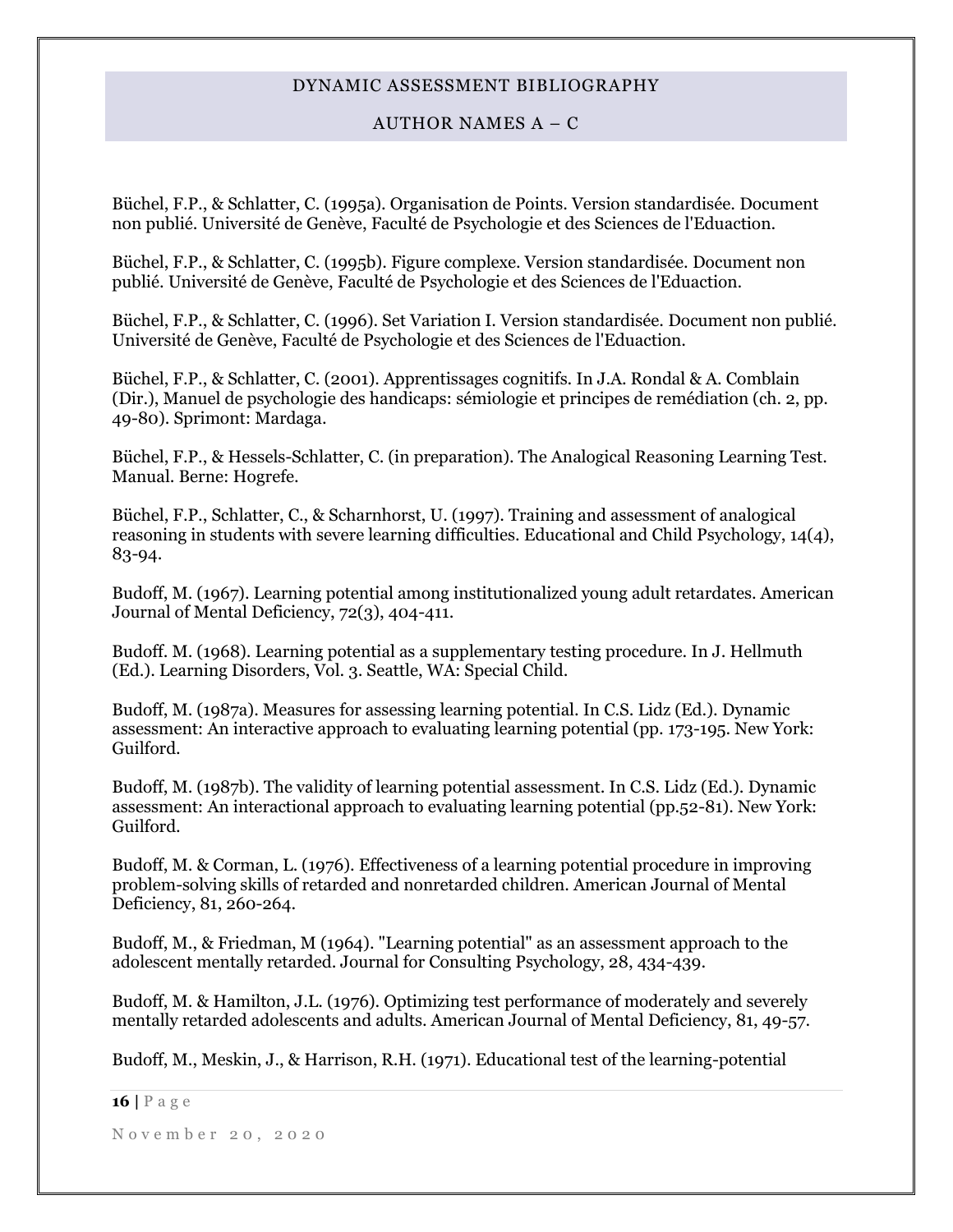Büchel, F.P., & Schlatter, C. (1995a). Organisation de Points. Version standardisée. Document non publié. Université de Genève, Faculté de Psychologie et des Sciences de l'Eduaction.

Büchel, F.P., & Schlatter, C. (1995b). Figure complexe. Version standardisée. Document non publié. Université de Genève, Faculté de Psychologie et des Sciences de l'Eduaction.

Büchel, F.P., & Schlatter, C. (1996). Set Variation I. Version standardisée. Document non publié. Université de Genève, Faculté de Psychologie et des Sciences de l'Eduaction.

Büchel, F.P., & Schlatter, C. (2001). Apprentissages cognitifs. In J.A. Rondal & A. Comblain (Dir.), Manuel de psychologie des handicaps: sémiologie et principes de remédiation (ch. 2, pp. 49-80). Sprimont: Mardaga.

Büchel, F.P., & Hessels-Schlatter, C. (in preparation). The Analogical Reasoning Learning Test. Manual. Berne: Hogrefe.

Büchel, F.P., Schlatter, C., & Scharnhorst, U. (1997). Training and assessment of analogical reasoning in students with severe learning difficulties. Educational and Child Psychology, 14(4), 83-94.

Budoff, M. (1967). Learning potential among institutionalized young adult retardates. American Journal of Mental Deficiency, 72(3), 404-411.

Budoff. M. (1968). Learning potential as a supplementary testing procedure. In J. Hellmuth (Ed.). Learning Disorders, Vol. 3. Seattle, WA: Special Child.

Budoff, M. (1987a). Measures for assessing learning potential. In C.S. Lidz (Ed.). Dynamic assessment: An interactive approach to evaluating learning potential (pp. 173-195. New York: Guilford.

Budoff, M. (1987b). The validity of learning potential assessment. In C.S. Lidz (Ed.). Dynamic assessment: An interactional approach to evaluating learning potential (pp.52-81). New York: Guilford.

Budoff, M. & Corman, L. (1976). Effectiveness of a learning potential procedure in improving problem-solving skills of retarded and nonretarded children. American Journal of Mental Deficiency, 81, 260-264.

Budoff, M., & Friedman, M (1964). "Learning potential" as an assessment approach to the adolescent mentally retarded. Journal for Consulting Psychology, 28, 434-439.

Budoff, M. & Hamilton, J.L. (1976). Optimizing test performance of moderately and severely mentally retarded adolescents and adults. American Journal of Mental Deficiency, 81, 49-57.

Budoff, M., Meskin, J., & Harrison, R.H. (1971). Educational test of the learning-potential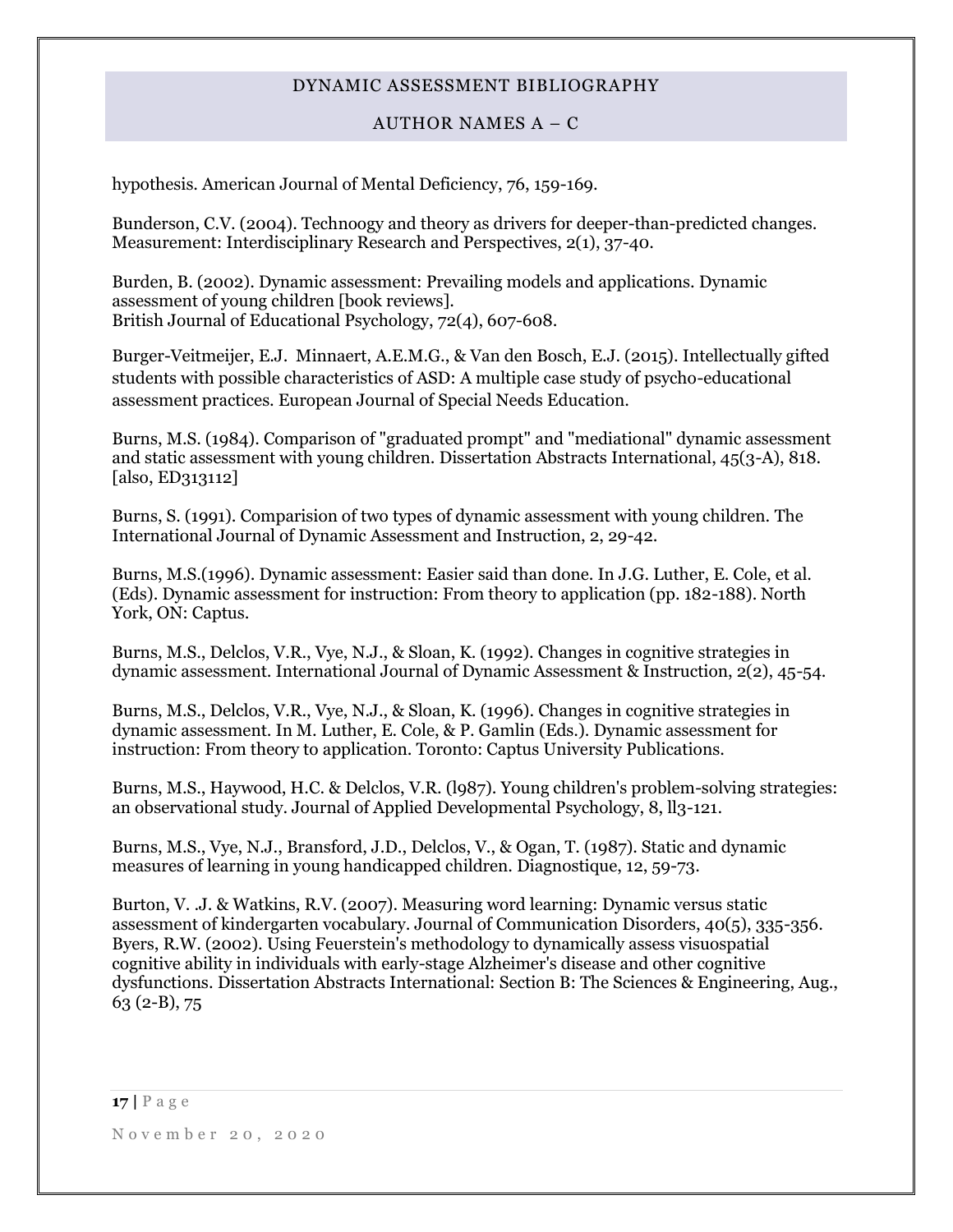hypothesis. American Journal of Mental Deficiency, 76, 159-169.

Bunderson, C.V. (2004). Technoogy and theory as drivers for deeper-than-predicted changes. Measurement: Interdisciplinary Research and Perspectives, 2(1), 37-40.

Burden, B. (2002). Dynamic assessment: Prevailing models and applications. Dynamic assessment of young children [book reviews].
British Journal of Educational Psychology, 72(4), 607-608.

Burger-Veitmeijer, E.J. Minnaert, A.E.M.G., & Van den Bosch, E.J. (2015). Intellectually gifted students with possible characteristics of ASD: A multiple case study of psycho-educational assessment practices. European Journal of Special Needs Education.

Burns, M.S. (1984). Comparison of "graduated prompt" and "mediational" dynamic assessment and static assessment with young children. Dissertation Abstracts International, 45(3-A), 818. [also, ED313112]

Burns, S. (1991). Comparision of two types of dynamic assessment with young children. The International Journal of Dynamic Assessment and Instruction, 2, 29-42.

Burns, M.S.(1996). Dynamic assessment: Easier said than done. In J.G. Luther, E. Cole, et al. (Eds). Dynamic assessment for instruction: From theory to application (pp. 182-188). North York, ON: Captus.

Burns, M.S., Delclos, V.R., Vye, N.J., & Sloan, K. (1992). Changes in cognitive strategies in dynamic assessment. International Journal of Dynamic Assessment & Instruction, 2(2), 45-54.

Burns, M.S., Delclos, V.R., Vye, N.J., & Sloan, K. (1996). Changes in cognitive strategies in dynamic assessment. In M. Luther, E. Cole, & P. Gamlin (Eds.). Dynamic assessment for instruction: From theory to application. Toronto: Captus University Publications.

Burns, M.S., Haywood, H.C. & Delclos, V.R. (l987). Young children's problem-solving strategies: an observational study. Journal of Applied Developmental Psychology, 8, ll3-121.

Burns, M.S., Vye, N.J., Bransford, J.D., Delclos, V., & Ogan, T. (1987). Static and dynamic measures of learning in young handicapped children. Diagnostique, 12, 59-73.

Burton, V. .J. & Watkins, R.V. (2007). Measuring word learning: Dynamic versus static assessment of kindergarten vocabulary. Journal of Communication Disorders, 40(5), 335-356.

Byers, R.W. (2002). Using Feuerstein's methodology to dynamically assess visuospatial cognitive ability in individuals with early-stage Alzheimer's disease and other cognitive dysfunctions. Dissertation Abstracts International: Section B: The Sciences & Engineering, Aug., 63 (2-B), 75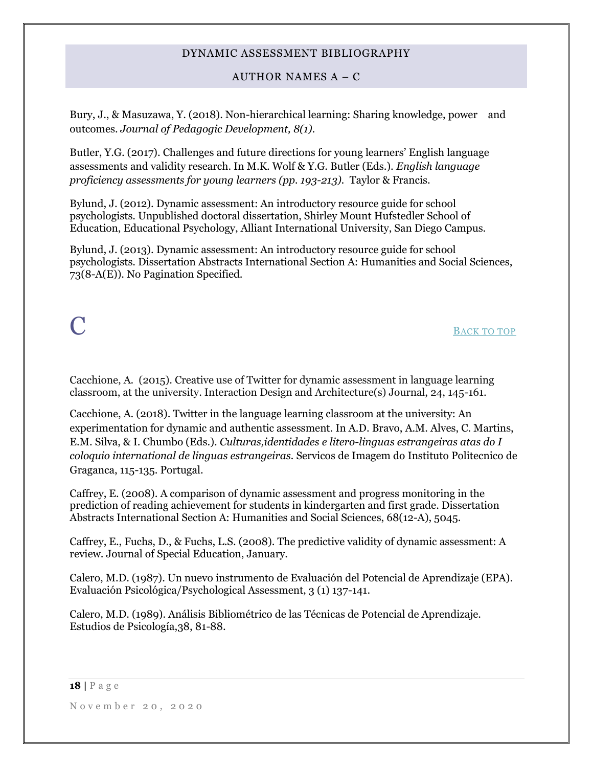Bury, J., & Masuzawa, Y. (2018). Non-hierarchical learning: Sharing knowledge, power and outcomes. *Journal of Pedagogic Development, 8(1).*

Butler, Y.G. (2017). Challenges and future directions for young learners' English language assessments and validity research. In M.K. Wolf & Y.G. Butler (Eds.). *English language proficiency assessments for young learners (pp. 193-213).* Taylor & Francis.

Bylund, J. (2012). Dynamic assessment: An introductory resource guide for school psychologists. Unpublished doctoral dissertation, Shirley Mount Hufstedler School of Education, Educational Psychology, Alliant International University, San Diego Campus.

Bylund, J. (2013). Dynamic assessment: An introductory resource guide for school psychologists. Dissertation Abstracts International Section A: Humanities and Social Sciences, 73(8-A(E)). No Pagination Specified.

# C

Back to top

Cacchione, A. (2015). Creative use of Twitter for dynamic assessment in language learning classroom, at the university. Interaction Design and Architecture(s) Journal, 24, 145-161.

Cacchione, A. (2018). Twitter in the language learning classroom at the university: An experimentation for dynamic and authentic assessment. In A.D. Bravo, A.M. Alves, C. Martins, E.M. Silva, & I. Chumbo (Eds.). *Culturas,identidades e litero-linguas estrangeiras atas do I coloquio international de linguas estrangeiras*. Servicos de Imagem do Instituto Politecnico de Graganca, 115-135. Portugal.

Caffrey, E. (2008). A comparison of dynamic assessment and progress monitoring in the prediction of reading achievement for students in kindergarten and first grade. Dissertation Abstracts International Section A: Humanities and Social Sciences, 68(12-A), 5045.

Caffrey, E., Fuchs, D., & Fuchs, L.S. (2008). The predictive validity of dynamic assessment: A review. Journal of Special Education, January.

Calero, M.D. (1987). Un nuevo instrumento de Evaluación del Potencial de Aprendizaje (EPA). Evaluación Psicológica/Psychological Assessment, 3 (1) 137-141.

Calero, M.D. (1989). Análisis Bibliométrico de las Técnicas de Potencial de Aprendizaje. Estudios de Psicología,38, 81-88.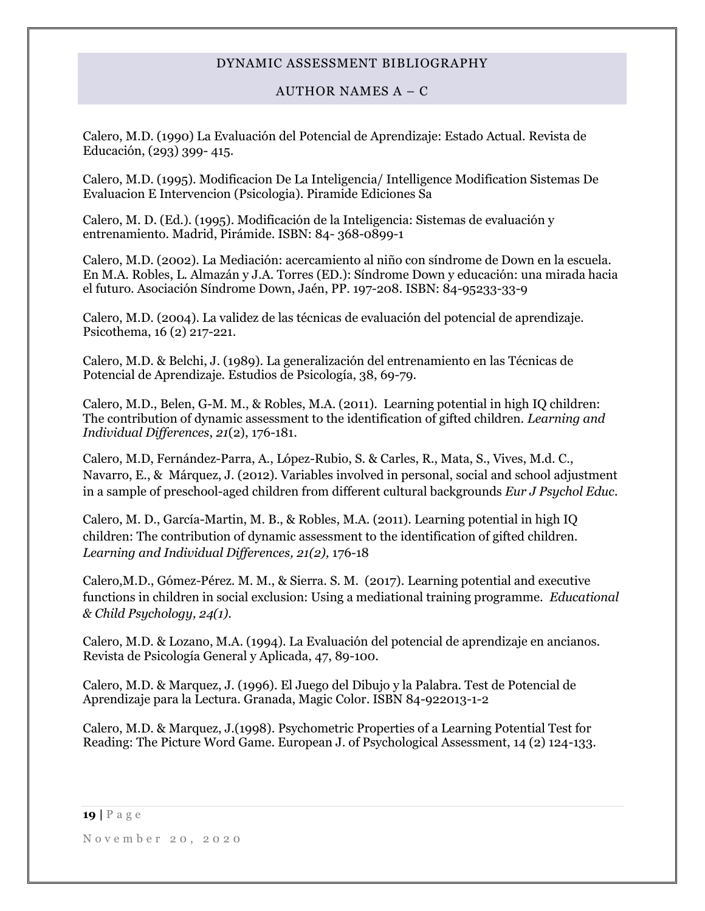Calero, M.D. (1990) La Evaluación del Potencial de Aprendizaje: Estado Actual. Revista de Educación, (293) 399- 415.

Calero, M.D. (1995). Modificacion De La Inteligencia/ Intelligence Modification Sistemas De Evaluacion E Intervencion (Psicologia). Piramide Ediciones Sa

Calero, M. D. (Ed.). (1995). Modificación de la Inteligencia: Sistemas de evaluación y entrenamiento. Madrid, Pirámide. ISBN: 84- 368-0899-1

Calero, M.D. (2002). La Mediación: acercamiento al niño con síndrome de Down en la escuela. En M.A. Robles, L. Almazán y J.A. Torres (ED.): Síndrome Down y educación: una mirada hacia el futuro. Asociación Síndrome Down, Jaén, PP. 197-208. ISBN: 84-95233-33-9

Calero, M.D. (2004). La validez de las técnicas de evaluación del potencial de aprendizaje. Psicothema, 16 (2) 217-221.

Calero, M.D. & Belchi, J. (1989). La generalización del entrenamiento en las Técnicas de Potencial de Aprendizaje. Estudios de Psicología, 38, 69-79.

Calero, M.D., Belen, G-M. M., & Robles, M.A. (2011). Learning potential in high IQ children: The contribution of dynamic assessment to the identification of gifted children. *Learning and Individual Differences*, *21*(2), 176-181.

Calero, M.D, Fernández-Parra, A., López-Rubio, S. & Carles, R., Mata, S., Vives, M.d. C., Navarro, E., & Márquez, J. (2012). Variables involved in personal, social and school adjustment in a sample of preschool-aged children from different cultural backgrounds *Eur J Psychol Educ*.

Calero, M. D., García-Martin, M. B., & Robles, M.A. (2011). Learning potential in high IQ children: The contribution of dynamic assessment to the identification of gifted children. *Learning and Individual Differences, 21(2),* 176-18

Calero,M.D., Gómez-Pérez. M. M., & Sierra. S. M. (2017). Learning potential and executive functions in children in social exclusion: Using a mediational training programme. *Educational & Child Psychology, 24(1).*

Calero, M.D. & Lozano, M.A. (1994). La Evaluación del potencial de aprendizaje en ancianos. Revista de Psicología General y Aplicada, 47, 89-100.

Calero, M.D. & Marquez, J. (1996). El Juego del Dibujo y la Palabra. Test de Potencial de Aprendizaje para la Lectura. Granada, Magic Color. ISBN 84-922013-1-2

Calero, M.D. & Marquez, J.(1998). Psychometric Properties of a Learning Potential Test for Reading: The Picture Word Game. European J. of Psychological Assessment, 14 (2) 124-133.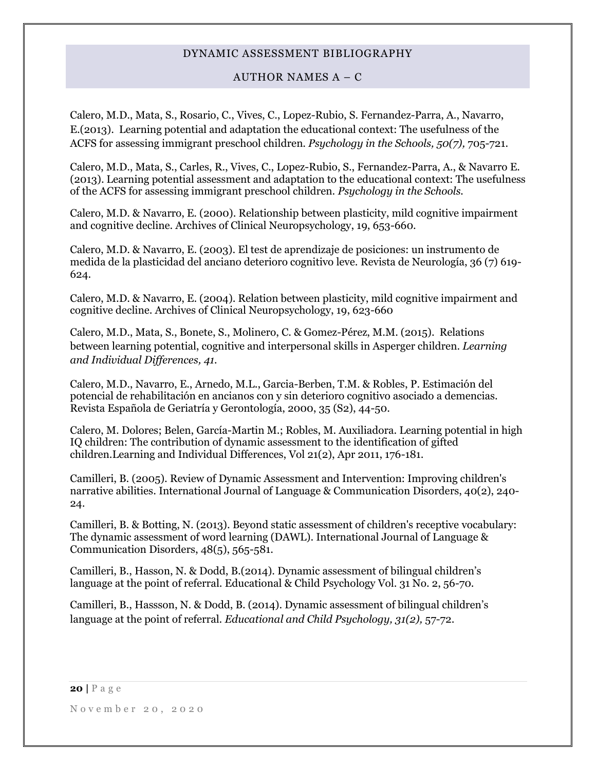Calero, M.D., Mata, S., Rosario, C., Vives, C., Lopez-Rubio, S. Fernandez-Parra, A., Navarro, E.(2013). Learning potential and adaptation the educational context: The usefulness of the ACFS for assessing immigrant preschool children. *Psychology in the Schools, 50(7),* 705-721.

Calero, M.D., Mata, S., Carles, R., Vives, C., Lopez-Rubio, S., Fernandez-Parra, A., & Navarro E. (2013). Learning potential assessment and adaptation to the educational context: The usefulness of the ACFS for assessing immigrant preschool children. *Psychology in the Schools.*

Calero, M.D. & Navarro, E. (2000). Relationship between plasticity, mild cognitive impairment and cognitive decline. Archives of Clinical Neuropsychology, 19, 653-660.

Calero, M.D. & Navarro, E. (2003). El test de aprendizaje de posiciones: un instrumento de medida de la plasticidad del anciano deterioro cognitivo leve. Revista de Neurología, 36 (7) 619-624.

Calero, M.D. & Navarro, E. (2004). Relation between plasticity, mild cognitive impairment and cognitive decline. Archives of Clinical Neuropsychology, 19, 623-660

Calero, M.D., Mata, S., Bonete, S., Molinero, C. & Gomez-Pérez, M.M. (2015). Relations between learning potential, cognitive and interpersonal skills in Asperger children. *Learning and Individual Differences, 41.*

Calero, M.D., Navarro, E., Arnedo, M.L., Garcia-Berben, T.M. & Robles, P. Estimación del potencial de rehabilitación en ancianos con y sin deterioro cognitivo asociado a demencias. Revista Española de Geriatría y Gerontología, 2000, 35 (S2), 44-50.

Calero, M. Dolores; Belen, García-Martin M.; Robles, M. Auxiliadora. Learning potential in high IQ children: The contribution of dynamic assessment to the identification of gifted children.Learning and Individual Differences, Vol 21(2), Apr 2011, 176-181.

Camilleri, B. (2005). Review of Dynamic Assessment and Intervention: Improving children's narrative abilities. International Journal of Language & Communication Disorders, 40(2), 240-24.

Camilleri, B. & Botting, N. (2013). Beyond static assessment of children's receptive vocabulary: The dynamic assessment of word learning (DAWL). International Journal of Language & Communication Disorders, 48(5), 565-581.

Camilleri, B., Hasson, N. & Dodd, B.(2014). Dynamic assessment of bilingual children's language at the point of referral. Educational & Child Psychology Vol. 31 No. 2, 56-70.

Camilleri, B., Hassson, N. & Dodd, B. (2014). Dynamic assessment of bilingual children's language at the point of referral. *Educational and Child Psychology, 31(2),* 57-72.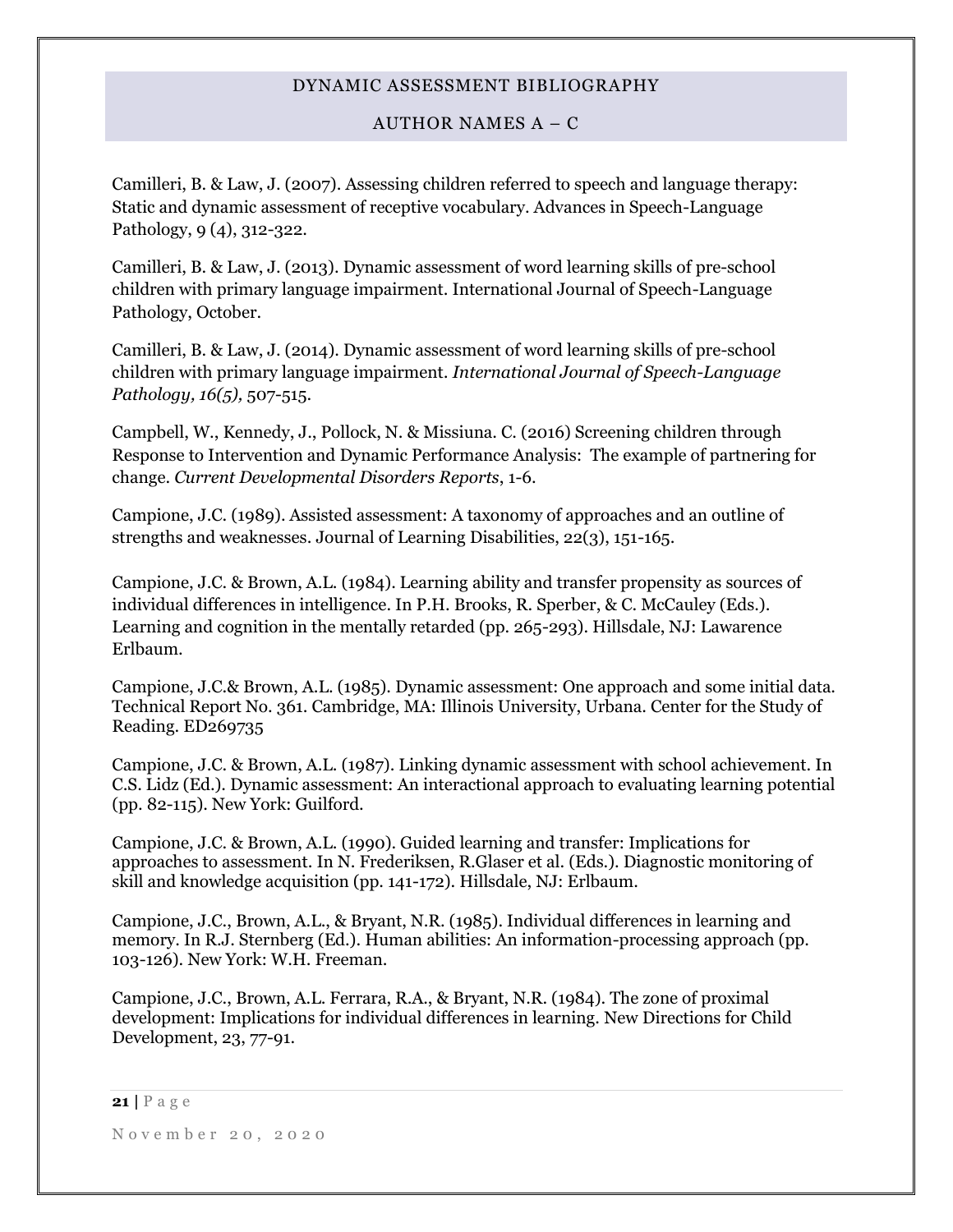Camilleri, B. & Law, J. (2007). Assessing children referred to speech and language therapy: Static and dynamic assessment of receptive vocabulary. Advances in Speech-Language Pathology, 9 (4), 312-322.

Camilleri, B. & Law, J. (2013). Dynamic assessment of word learning skills of pre-school children with primary language impairment. International Journal of Speech-Language Pathology, October.

Camilleri, B. & Law, J. (2014). Dynamic assessment of word learning skills of pre-school children with primary language impairment. *International Journal of Speech-Language Pathology, 16(5),* 507-515.

Campbell, W., Kennedy, J., Pollock, N. & Missiuna. C. (2016) Screening children through Response to Intervention and Dynamic Performance Analysis: The example of partnering for change. *Current Developmental Disorders Reports*, 1-6.

Campione, J.C. (1989). Assisted assessment: A taxonomy of approaches and an outline of strengths and weaknesses. Journal of Learning Disabilities, 22(3), 151-165.

Campione, J.C. & Brown, A.L. (1984). Learning ability and transfer propensity as sources of individual differences in intelligence. In P.H. Brooks, R. Sperber, & C. McCauley (Eds.). Learning and cognition in the mentally retarded (pp. 265-293). Hillsdale, NJ: Lawarence Erlbaum.

Campione, J.C.& Brown, A.L. (1985). Dynamic assessment: One approach and some initial data. Technical Report No. 361. Cambridge, MA: Illinois University, Urbana. Center for the Study of Reading. ED269735

Campione, J.C. & Brown, A.L. (1987). Linking dynamic assessment with school achievement. In C.S. Lidz (Ed.). Dynamic assessment: An interactional approach to evaluating learning potential (pp. 82-115). New York: Guilford.

Campione, J.C. & Brown, A.L. (1990). Guided learning and transfer: Implications for approaches to assessment. In N. Frederiksen, R.Glaser et al. (Eds.). Diagnostic monitoring of skill and knowledge acquisition (pp. 141-172). Hillsdale, NJ: Erlbaum.

Campione, J.C., Brown, A.L., & Bryant, N.R. (1985). Individual differences in learning and memory. In R.J. Sternberg (Ed.). Human abilities: An information-processing approach (pp. 103-126). New York: W.H. Freeman.

Campione, J.C., Brown, A.L Ferrara, R.A., & Bryant, N.R. (1984). The zone of proximal development: Implications for individual differences in learning. New Directions for Child Development, 23, 77-91.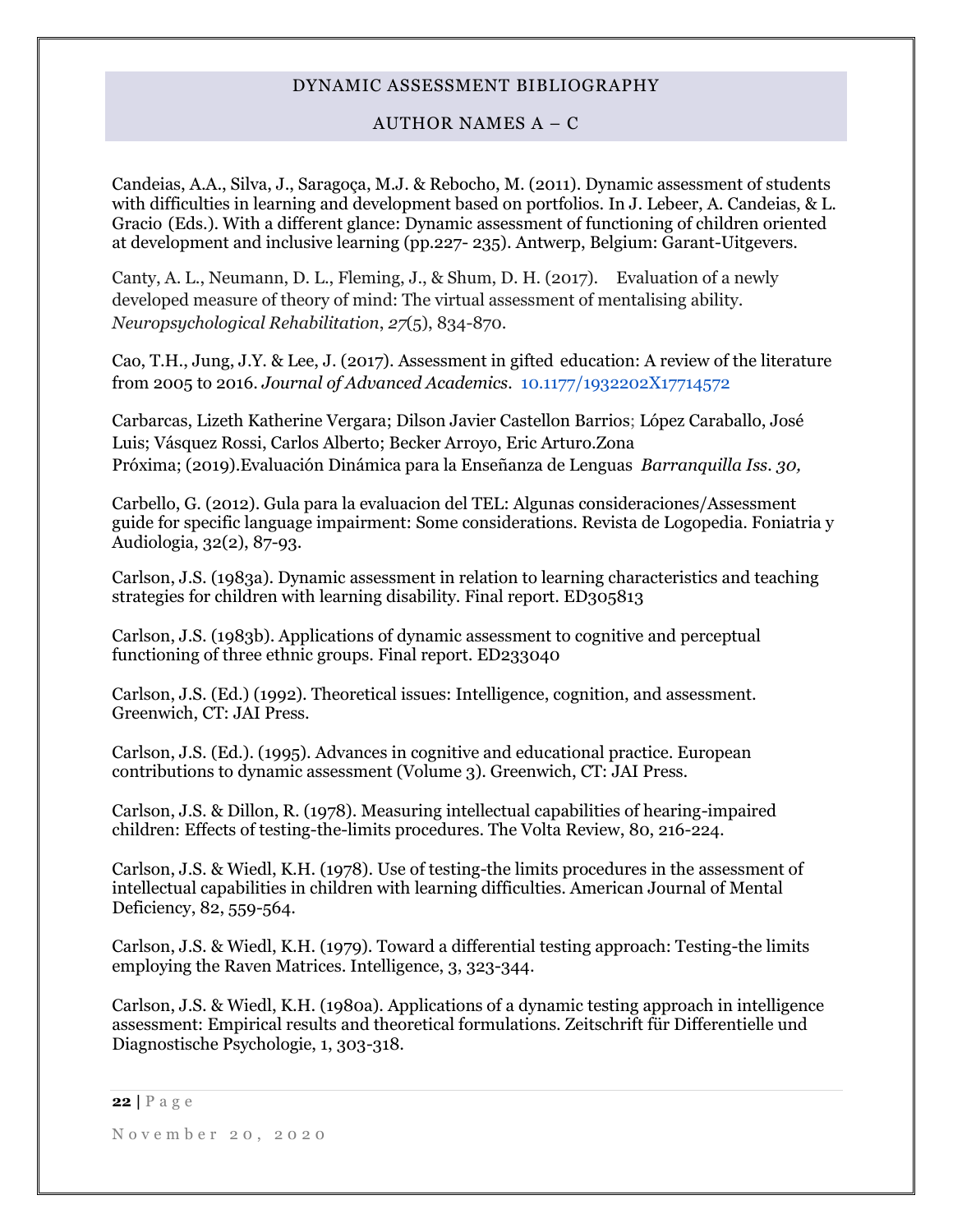Candeias, A.A., Silva, J., Saragoça, M.J. & Rebocho, M. (2011). Dynamic assessment of students with difficulties in learning and development based on portfolios. In J. Lebeer, A. Candeias, & L. Gracio (Eds.). With a different glance: Dynamic assessment of functioning of children oriented at development and inclusive learning (pp.227- 235). Antwerp, Belgium: Garant-Uitgevers.

Canty, A. L., Neumann, D. L., Fleming, J., & Shum, D. H. (2017). Evaluation of a newly developed measure of theory of mind: The virtual assessment of mentalising ability. *Neuropsychological Rehabilitation*, *27*(5), 834-870.

Cao, T.H., Jung, J.Y. & Lee, J. (2017). Assessment in gifted education: A review of the literature from 2005 to 2016. *Journal of Advanced Academics*. 10.1177/1932202X17714572

Carbarcas, Lizeth Katherine Vergara; Dilson Javier Castellon Barrios; López Caraballo, José Luis; Vásquez Rossi, Carlos Alberto; Becker Arroyo, Eric Arturo.Zona Próxima; (2019).Evaluación Dinámica para la Enseñanza de Lenguas *Barranquilla Iss. 30,*

Carbello, G. (2012). Gula para la evaluacion del TEL: Algunas consideraciones/Assessment guide for specific language impairment: Some considerations. Revista de Logopedia. Foniatria y Audiologia, 32(2), 87-93.

Carlson, J.S. (1983a). Dynamic assessment in relation to learning characteristics and teaching strategies for children with learning disability. Final report. ED305813

Carlson, J.S. (1983b). Applications of dynamic assessment to cognitive and perceptual functioning of three ethnic groups. Final report. ED233040

Carlson, J.S. (Ed.) (1992). Theoretical issues: Intelligence, cognition, and assessment. Greenwich, CT: JAI Press.

Carlson, J.S. (Ed.). (1995). Advances in cognitive and educational practice. European contributions to dynamic assessment (Volume 3). Greenwich, CT: JAI Press.

Carlson, J.S. & Dillon, R. (1978). Measuring intellectual capabilities of hearing-impaired children: Effects of testing-the-limits procedures. The Volta Review, 80, 216-224.

Carlson, J.S. & Wiedl, K.H. (1978). Use of testing-the limits procedures in the assessment of intellectual capabilities in children with learning difficulties. American Journal of Mental Deficiency, 82, 559-564.

Carlson, J.S. & Wiedl, K.H. (1979). Toward a differential testing approach: Testing-the limits employing the Raven Matrices. Intelligence, 3, 323-344.

Carlson, J.S. & Wiedl, K.H. (1980a). Applications of a dynamic testing approach in intelligence assessment: Empirical results and theoretical formulations. Zeitschrift für Differentielle und Diagnostische Psychologie, 1, 303-318.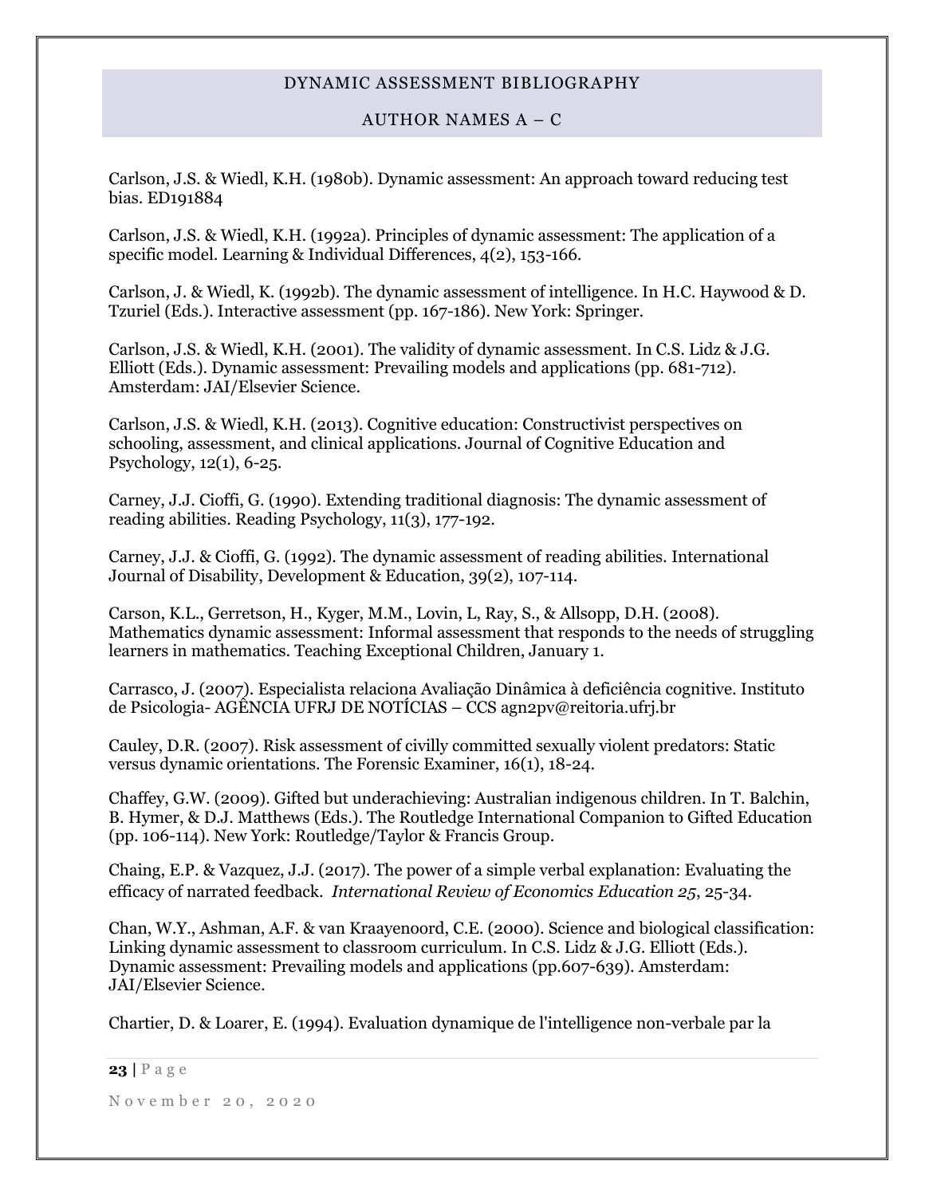Carlson, J.S. & Wiedl, K.H. (1980b). Dynamic assessment: An approach toward reducing test bias. ED191884

Carlson, J.S. & Wiedl, K.H. (1992a). Principles of dynamic assessment: The application of a specific model. Learning & Individual Differences, 4(2), 153-166.

Carlson, J. & Wiedl, K. (1992b). The dynamic assessment of intelligence. In H.C. Haywood & D. Tzuriel (Eds.). Interactive assessment (pp. 167-186). New York: Springer.

Carlson, J.S. & Wiedl, K.H. (2001). The validity of dynamic assessment. In C.S. Lidz & J.G. Elliott (Eds.). Dynamic assessment: Prevailing models and applications (pp. 681-712). Amsterdam: JAI/Elsevier Science.

Carlson, J.S. & Wiedl, K.H. (2013). Cognitive education: Constructivist perspectives on schooling, assessment, and clinical applications. Journal of Cognitive Education and Psychology, 12(1), 6-25.

Carney, J.J. Cioffi, G. (1990). Extending traditional diagnosis: The dynamic assessment of reading abilities. Reading Psychology, 11(3), 177-192.

Carney, J.J. & Cioffi, G. (1992). The dynamic assessment of reading abilities. International Journal of Disability, Development & Education, 39(2), 107-114.

Carson, K.L., Gerretson, H., Kyger, M.M., Lovin, L, Ray, S., & Allsopp, D.H. (2008). Mathematics dynamic assessment: Informal assessment that responds to the needs of struggling learners in mathematics. Teaching Exceptional Children, January 1.

Carrasco, J. (2007). Especialista relaciona Avaliação Dinâmica à deficiência cognitive. Instituto de Psicologia- AGÊNCIA UFRJ DE NOTÍCIAS – CCS agn2pv@reitoria.ufrj.br

Cauley, D.R. (2007). Risk assessment of civilly committed sexually violent predators: Static versus dynamic orientations. The Forensic Examiner, 16(1), 18-24.

Chaffey, G.W. (2009). Gifted but underachieving: Australian indigenous children. In T. Balchin, B. Hymer, & D.J. Matthews (Eds.). The Routledge International Companion to Gifted Education (pp. 106-114). New York: Routledge/Taylor & Francis Group.

Chaing, E.P. & Vazquez, J.J. (2017). The power of a simple verbal explanation: Evaluating the efficacy of narrated feedback. *International Review of Economics Education 25*, 25-34.

Chan, W.Y., Ashman, A.F. & van Kraayenoord, C.E. (2000). Science and biological classification: Linking dynamic assessment to classroom curriculum. In C.S. Lidz & J.G. Elliott (Eds.). Dynamic assessment: Prevailing models and applications (pp.607-639). Amsterdam: JAI/Elsevier Science.

Chartier, D. & Loarer, E. (1994). Evaluation dynamique de l'intelligence non-verbale par la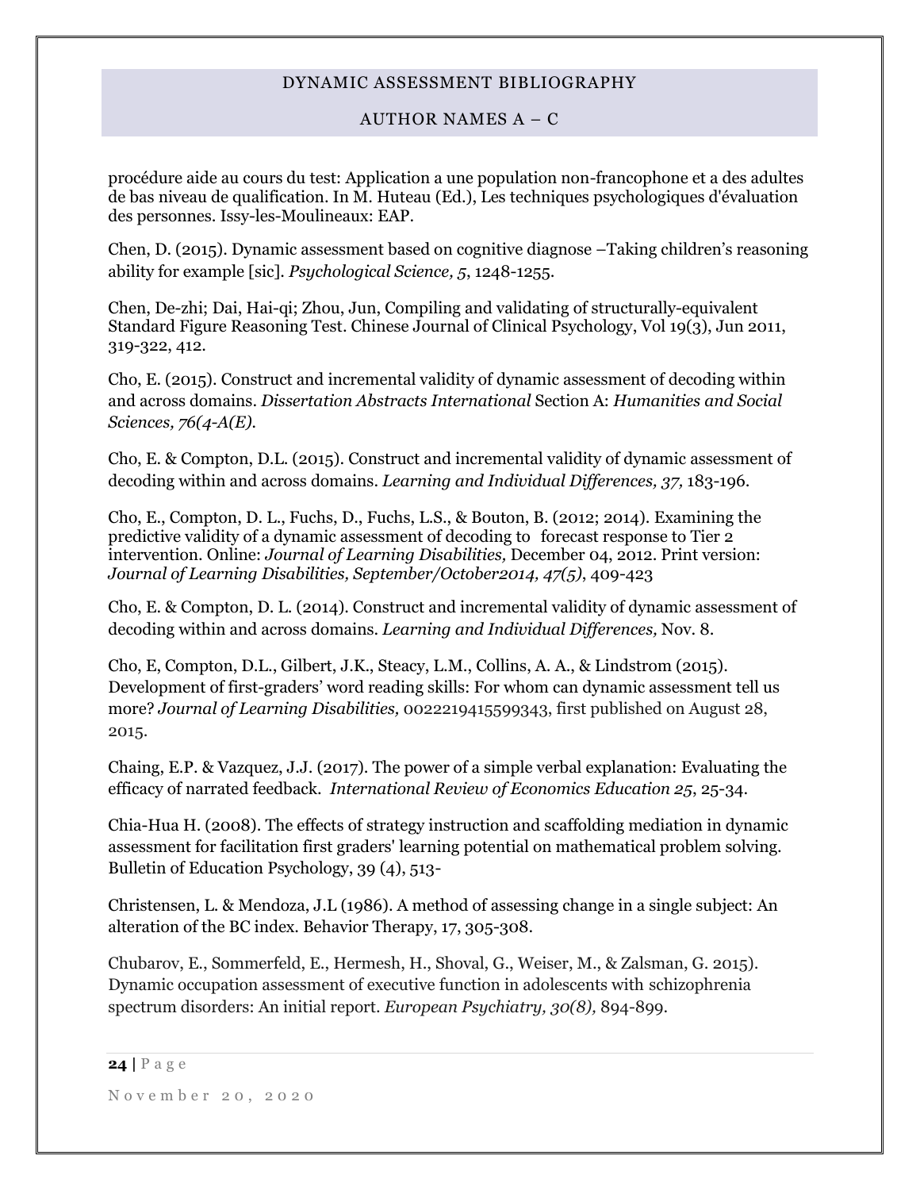procédure aide au cours du test: Application a une population non-francophone et a des adultes de bas niveau de qualification. In M. Huteau (Ed.), Les techniques psychologiques d'évaluation des personnes. Issy-les-Moulineaux: EAP.

Chen, D. (2015). Dynamic assessment based on cognitive diagnose –Taking children's reasoning ability for example [sic]. *Psychological Science, 5*, 1248-1255.

Chen, De-zhi; Dai, Hai-qi; Zhou, Jun, Compiling and validating of structurally-equivalent Standard Figure Reasoning Test. Chinese Journal of Clinical Psychology, Vol 19(3), Jun 2011, 319-322, 412.

Cho, E. (2015). Construct and incremental validity of dynamic assessment of decoding within and across domains. *Dissertation Abstracts International* Section A: *Humanities and Social Sciences, 76(4-A(E).*

Cho, E. & Compton, D.L. (2015). Construct and incremental validity of dynamic assessment of decoding within and across domains. *Learning and Individual Differences, 37,* 183-196.

Cho, E., Compton, D. L., Fuchs, D., Fuchs, L.S., & Bouton, B. (2012; 2014). Examining the predictive validity of a dynamic assessment of decoding to forecast response to Tier 2 intervention. Online: *Journal of Learning Disabilities,* December 04, 2012. Print version: *Journal of Learning Disabilities, September/October2014, 47(5)*, 409-423

Cho, E. & Compton, D. L. (2014). Construct and incremental validity of dynamic assessment of decoding within and across domains. *Learning and Individual Differences,* Nov. 8.

Cho, E, Compton, D.L., Gilbert, J.K., Steacy, L.M., Collins, A. A., & Lindstrom (2015). Development of first-graders' word reading skills: For whom can dynamic assessment tell us more? *Journal of Learning Disabilities,* 0022219415599343, first published on August 28, 2015.

Chaing, E.P. & Vazquez, J.J. (2017). The power of a simple verbal explanation: Evaluating the efficacy of narrated feedback. *International Review of Economics Education 25*, 25-34.

Chia-Hua H. (2008). The effects of strategy instruction and scaffolding mediation in dynamic assessment for facilitation first graders' learning potential on mathematical problem solving. Bulletin of Education Psychology, 39 (4), 513-

Christensen, L. & Mendoza, J.L (1986). A method of assessing change in a single subject: An alteration of the BC index. Behavior Therapy, 17, 305-308.

Chubarov, E., Sommerfeld, E., Hermesh, H., Shoval, G., Weiser, M., & Zalsman, G. 2015). Dynamic occupation assessment of executive function in adolescents with schizophrenia spectrum disorders: An initial report. *European Psychiatry, 30(8),* 894-899.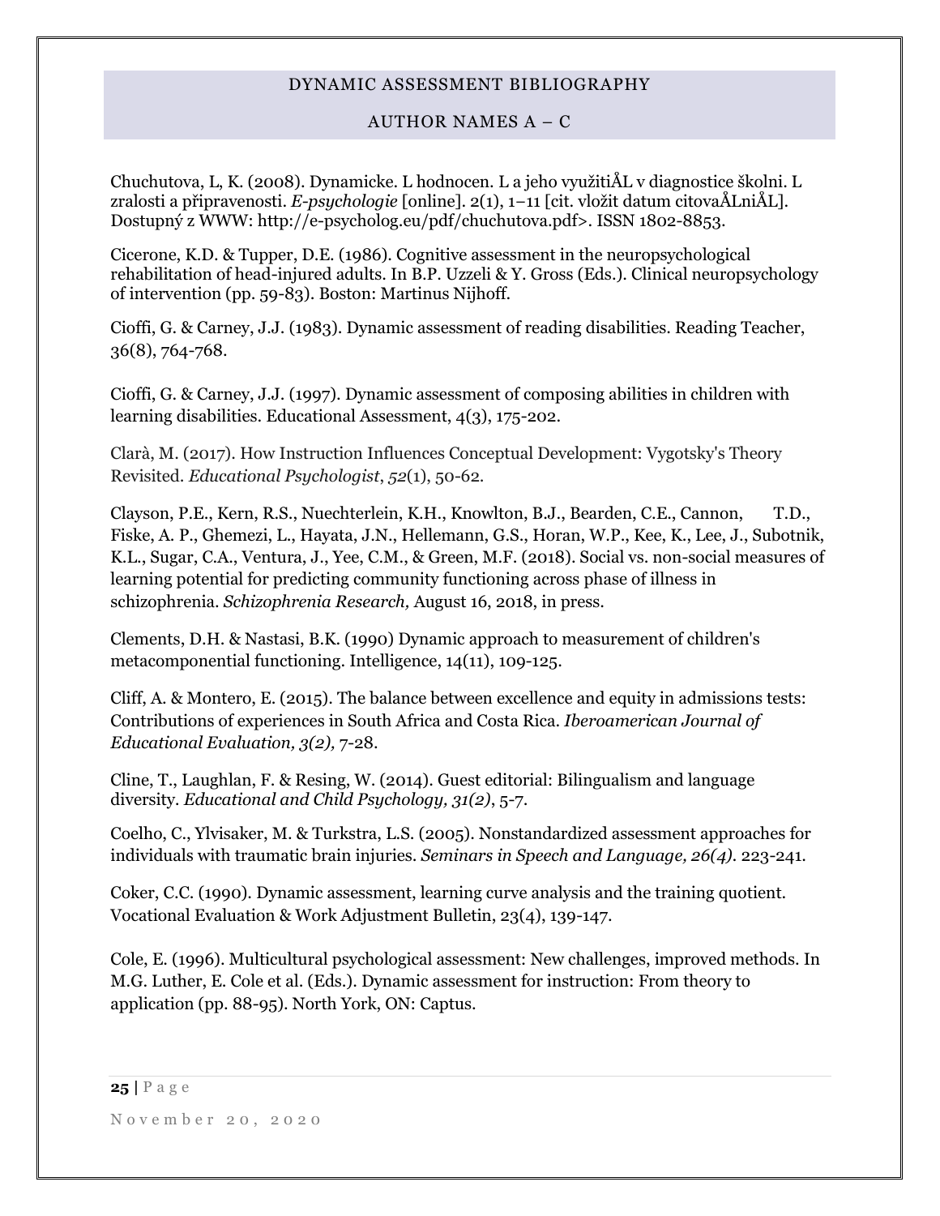Chuchutova, L, K. (2008). Dynamicke. L hodnocen. L a jeho využitiÅL v diagnostice školni. L zralosti a připravenosti. *E-psychologie* [online]. 2(1), 1–11 [cit. vložit datum citovaÅLniÅL]. Dostupný z WWW: http://e-psycholog.eu/pdf/chuchutova.pdf>. ISSN 1802-8853.

Cicerone, K.D. & Tupper, D.E. (1986). Cognitive assessment in the neuropsychological rehabilitation of head-injured adults. In B.P. Uzzeli & Y. Gross (Eds.). Clinical neuropsychology of intervention (pp. 59-83). Boston: Martinus Nijhoff.

Cioffi, G. & Carney, J.J. (1983). Dynamic assessment of reading disabilities. Reading Teacher, 36(8), 764-768.

Cioffi, G. & Carney, J.J. (1997). Dynamic assessment of composing abilities in children with learning disabilities. Educational Assessment, 4(3), 175-202.

Clarà, M. (2017). How Instruction Influences Conceptual Development: Vygotsky's Theory Revisited. *Educational Psychologist*, *52*(1), 50-62.

Clayson, P.E., Kern, R.S., Nuechterlein, K.H., Knowlton, B.J., Bearden, C.E., Cannon, T.D., Fiske, A. P., Ghemezi, L., Hayata, J.N., Hellemann, G.S., Horan, W.P., Kee, K., Lee, J., Subotnik, K.L., Sugar, C.A., Ventura, J., Yee, C.M., & Green, M.F. (2018). Social vs. non-social measures of learning potential for predicting community functioning across phase of illness in schizophrenia. *Schizophrenia Research,* August 16, 2018, in press.

Clements, D.H. & Nastasi, B.K. (1990) Dynamic approach to measurement of children's metacomponential functioning. Intelligence, 14(11), 109-125.

Cliff, A. & Montero, E. (2015). The balance between excellence and equity in admissions tests: Contributions of experiences in South Africa and Costa Rica. *Iberoamerican Journal of Educational Evaluation, 3(2),* 7-28.

Cline, T., Laughlan, F. & Resing, W. (2014). Guest editorial: Bilingualism and language diversity. *Educational and Child Psychology, 31(2)*, 5-7.

Coelho, C., Ylvisaker, M. & Turkstra, L.S. (2005). Nonstandardized assessment approaches for individuals with traumatic brain injuries. *Seminars in Speech and Language, 26(4).* 223-241.

Coker, C.C. (1990). Dynamic assessment, learning curve analysis and the training quotient. Vocational Evaluation & Work Adjustment Bulletin, 23(4), 139-147.

Cole, E. (1996). Multicultural psychological assessment: New challenges, improved methods. In M.G. Luther, E. Cole et al. (Eds.). Dynamic assessment for instruction: From theory to application (pp. 88-95). North York, ON: Captus.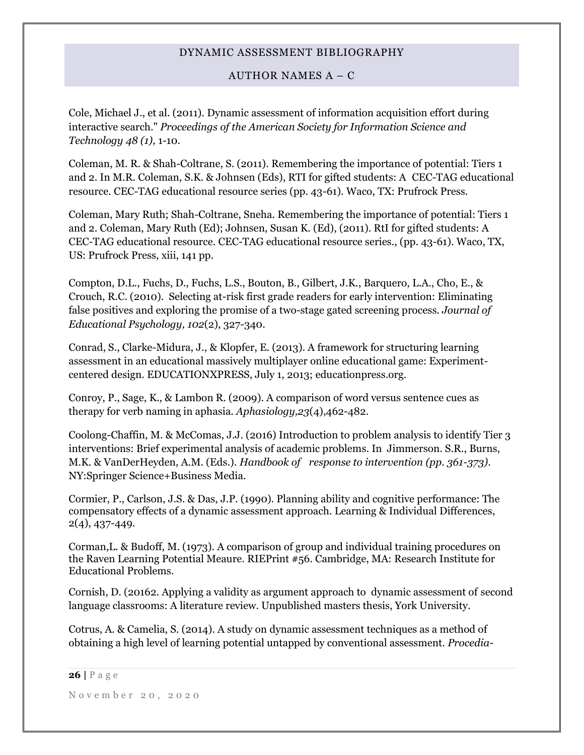Cole, Michael J., et al. (2011). Dynamic assessment of information acquisition effort during interactive search." *Proceedings of the American Society for Information Science and Technology 48 (1),* 1-10.

Coleman, M. R. & Shah-Coltrane, S. (2011). Remembering the importance of potential: Tiers 1 and 2. In M.R. Coleman, S.K. & Johnsen (Eds), RTI for gifted students: A CEC-TAG educational resource. CEC-TAG educational resource series (pp. 43-61). Waco, TX: Prufrock Press.

Coleman, Mary Ruth; Shah-Coltrane, Sneha. Remembering the importance of potential: Tiers 1 and 2. Coleman, Mary Ruth (Ed); Johnsen, Susan K. (Ed), (2011). RtI for gifted students: A CEC-TAG educational resource. CEC-TAG educational resource series., (pp. 43-61). Waco, TX, US: Prufrock Press, xiii, 141 pp.

Compton, D.L., Fuchs, D., Fuchs, L.S., Bouton, B., Gilbert, J.K., Barquero, L.A., Cho, E., & Crouch, R.C. (2010). Selecting at-risk first grade readers for early intervention: Eliminating false positives and exploring the promise of a two-stage gated screening process. *Journal of Educational Psychology, 102*(2), 327-340.

Conrad, S., Clarke-Midura, J., & Klopfer, E. (2013). A framework for structuring learning assessment in an educational massively multiplayer online educational game: Experiment-centered design. EDUCATIONXPRESS, July 1, 2013; educationpress.org.

Conroy, P., Sage, K., & Lambon R. (2009). A comparison of word versus sentence cues as therapy for verb naming in aphasia. *Aphasiology,23*(4),462-482.

Coolong-Chaffin, M. & McComas, J.J. (2016) Introduction to problem analysis to identify Tier 3 interventions: Brief experimental analysis of academic problems. In Jimmerson. S.R., Burns, M.K. & VanDerHeyden, A.M. (Eds.). *Handbook of response to intervention (pp. 361-373).* NY:Springer Science+Business Media.

Cormier, P., Carlson, J.S. & Das, J.P. (1990). Planning ability and cognitive performance: The compensatory effects of a dynamic assessment approach. Learning & Individual Differences, 2(4), 437-449.

Corman,L. & Budoff, M. (1973). A comparison of group and individual training procedures on the Raven Learning Potential Meaure. RIEPrint #56. Cambridge, MA: Research Institute for Educational Problems.

Cornish, D. (20162. Applying a validity as argument approach to dynamic assessment of second language classrooms: A literature review. Unpublished masters thesis, York University.

Cotrus, A. & Camelia, S. (2014). A study on dynamic assessment techniques as a method of obtaining a high level of learning potential untapped by conventional assessment. *Procedia-*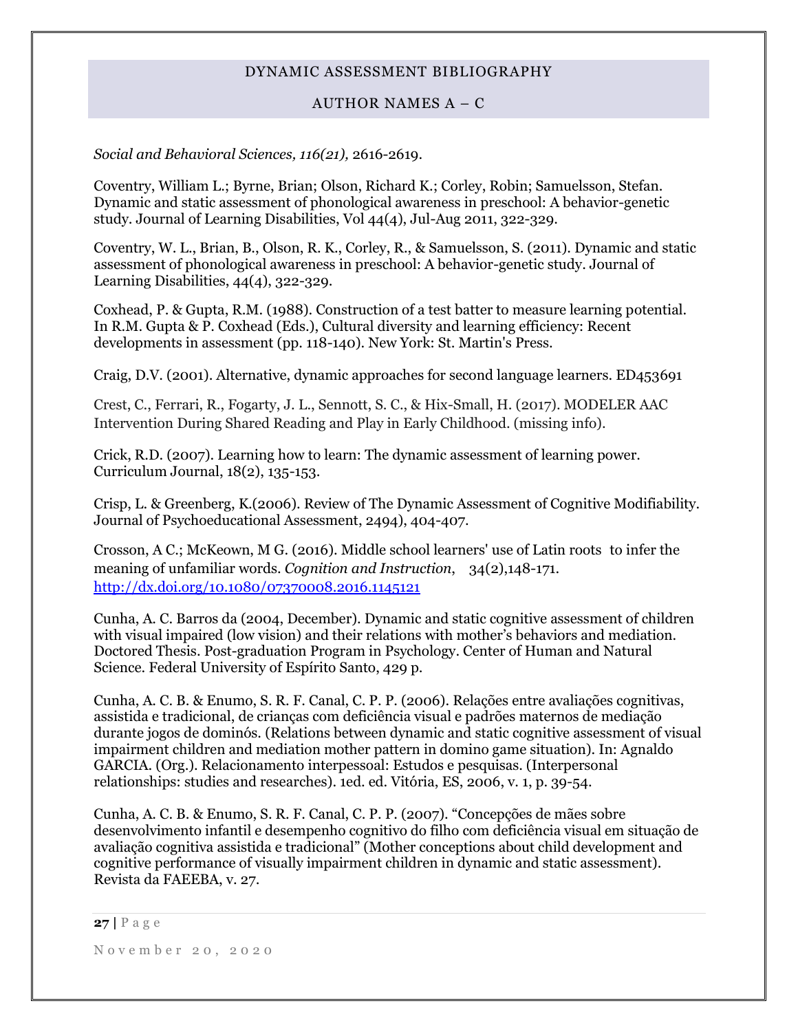*Social and Behavioral Sciences, 116(21),* 2616-2619.

Coventry, William L.; Byrne, Brian; Olson, Richard K.; Corley, Robin; Samuelsson, Stefan. Dynamic and static assessment of phonological awareness in preschool: A behavior-genetic study. Journal of Learning Disabilities, Vol 44(4), Jul-Aug 2011, 322-329.

Coventry, W. L., Brian, B., Olson, R. K., Corley, R., & Samuelsson, S. (2011). Dynamic and static assessment of phonological awareness in preschool: A behavior-genetic study. Journal of Learning Disabilities, 44(4), 322-329.

Coxhead, P. & Gupta, R.M. (1988). Construction of a test batter to measure learning potential. In R.M. Gupta & P. Coxhead (Eds.), Cultural diversity and learning efficiency: Recent developments in assessment (pp. 118-140). New York: St. Martin's Press.

Craig, D.V. (2001). Alternative, dynamic approaches for second language learners. ED453691

Crest, C., Ferrari, R., Fogarty, J. L., Sennott, S. C., & Hix-Small, H. (2017). MODELER AAC Intervention During Shared Reading and Play in Early Childhood. (missing info).

Crick, R.D. (2007). Learning how to learn: The dynamic assessment of learning power. Curriculum Journal, 18(2), 135-153.

Crisp, L. & Greenberg, K.(2006). Review of The Dynamic Assessment of Cognitive Modifiability. Journal of Psychoeducational Assessment, 2494), 404-407.

Crosson, A C.; McKeown, M G. (2016). Middle school learners' use of Latin roots to infer the meaning of unfamiliar words. *Cognition and Instruction*, 34(2),148-171. http://dx.doi.org/10.1080/07370008.2016.1145121

Cunha, A. C. Barros da (2004, December). Dynamic and static cognitive assessment of children with visual impaired (low vision) and their relations with mother's behaviors and mediation. Doctored Thesis. Post-graduation Program in Psychology. Center of Human and Natural Science. Federal University of Espírito Santo, 429 p.

Cunha, A. C. B. & Enumo, S. R. F. Canal, C. P. P. (2006). Relações entre avaliações cognitivas, assistida e tradicional, de crianças com deficiência visual e padrões maternos de mediação durante jogos de dominós. (Relations between dynamic and static cognitive assessment of visual impairment children and mediation mother pattern in domino game situation). In: Agnaldo GARCIA. (Org.). Relacionamento interpessoal: Estudos e pesquisas. (Interpersonal relationships: studies and researches). 1ed. ed. Vitória, ES, 2006, v. 1, p. 39-54.

Cunha, A. C. B. & Enumo, S. R. F. Canal, C. P. P. (2007). "Concepções de mães sobre desenvolvimento infantil e desempenho cognitivo do filho com deficiência visual em situação de avaliação cognitiva assistida e tradicional" (Mother conceptions about child development and cognitive performance of visually impairment children in dynamic and static assessment). Revista da FAEEBA, v. 27.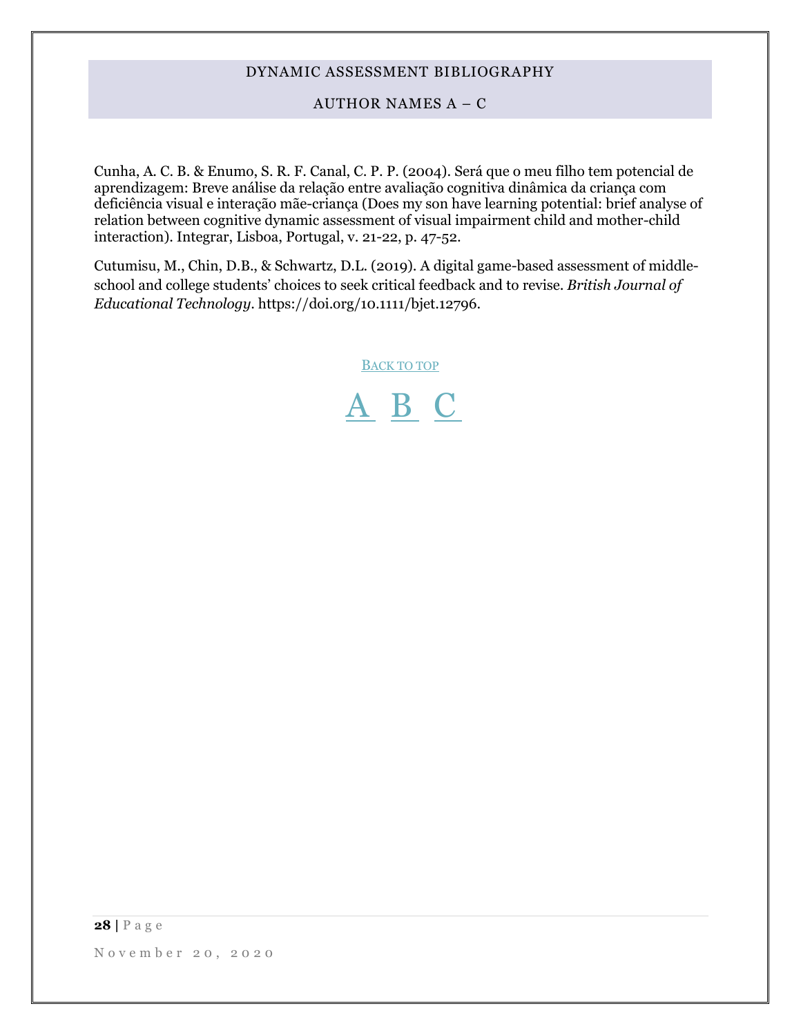Cunha, A. C. B. & Enumo, S. R. F. Canal, C. P. P. (2004). Será que o meu filho tem potencial de aprendizagem: Breve análise da relação entre avaliação cognitiva dinâmica da criança com deficiência visual e interação mãe-criança (Does my son have learning potential: brief analyse of relation between cognitive dynamic assessment of visual impairment child and mother-child interaction). Integrar, Lisboa, Portugal, v. 21-22, p. 47-52.

Cutumisu, M., Chin, D.B., & Schwartz, D.L. (2019). A digital game-based assessment of middle-school and college students' choices to seek critical feedback and to revise. *British Journal of Educational Technology*. https://doi.org/10.1111/bjet.12796.

BACK TO TOP

A B C